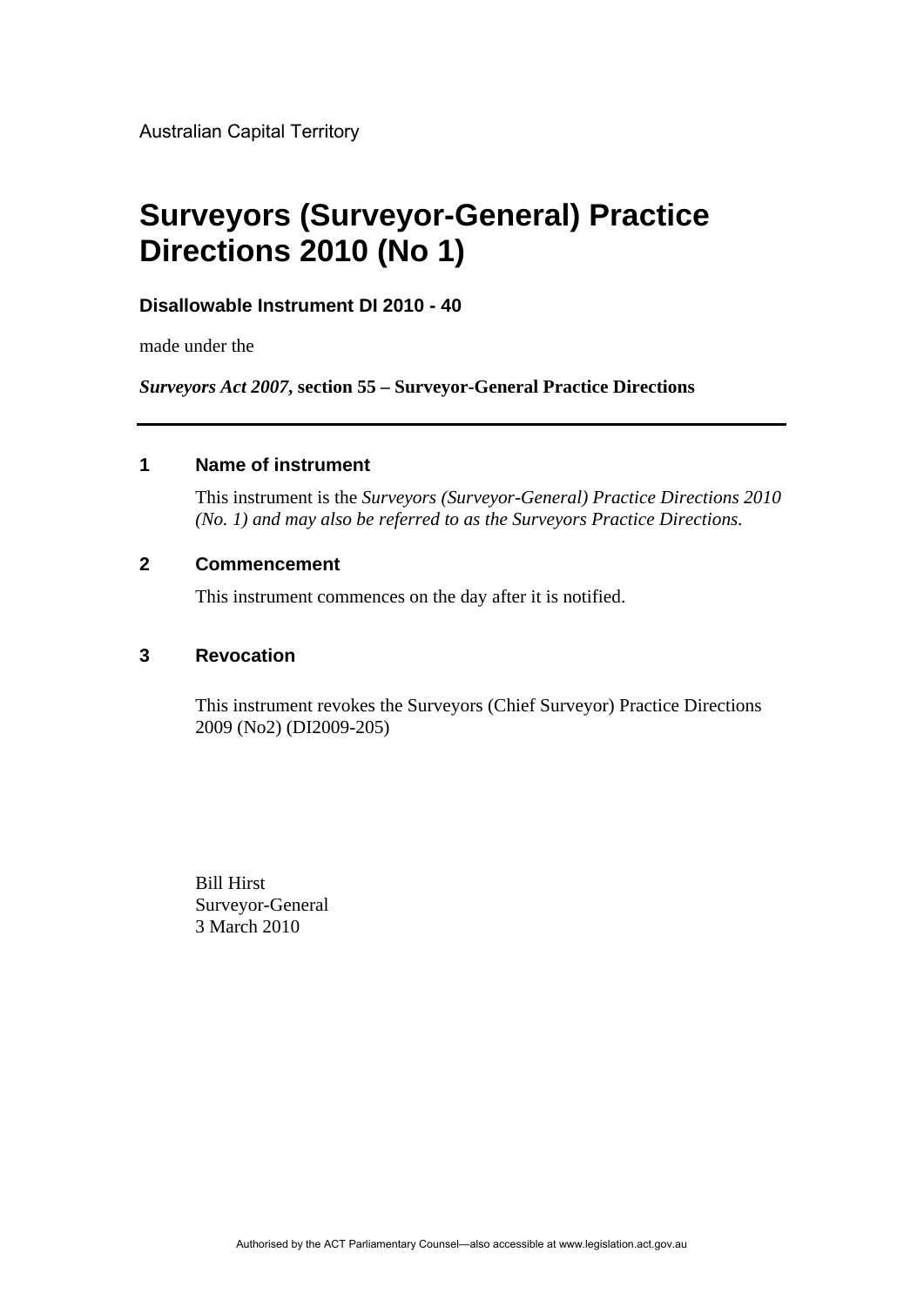Australian Capital Territory

# Surveyors (Surveyor-General) Practice Directions 2010 (No 1)

**Disallowable Instrument DI 2010 - 40**

made under the

***Surveyors Act 2007*, section 55 – Surveyor-General Practice Directions**

---

## 1 Name of instrument

This instrument is the *Surveyors (Surveyor-General) Practice Directions 2010 (No. 1) and may also be referred to as the Surveyors Practice Directions.*

## 2 Commencement

This instrument commences on the day after it is notified.

## 3 Revocation

This instrument revokes the Surveyors (Chief Surveyor) Practice Directions 2009 (No2) (DI2009-205)

Bill Hirst
Surveyor-General
3 March 2010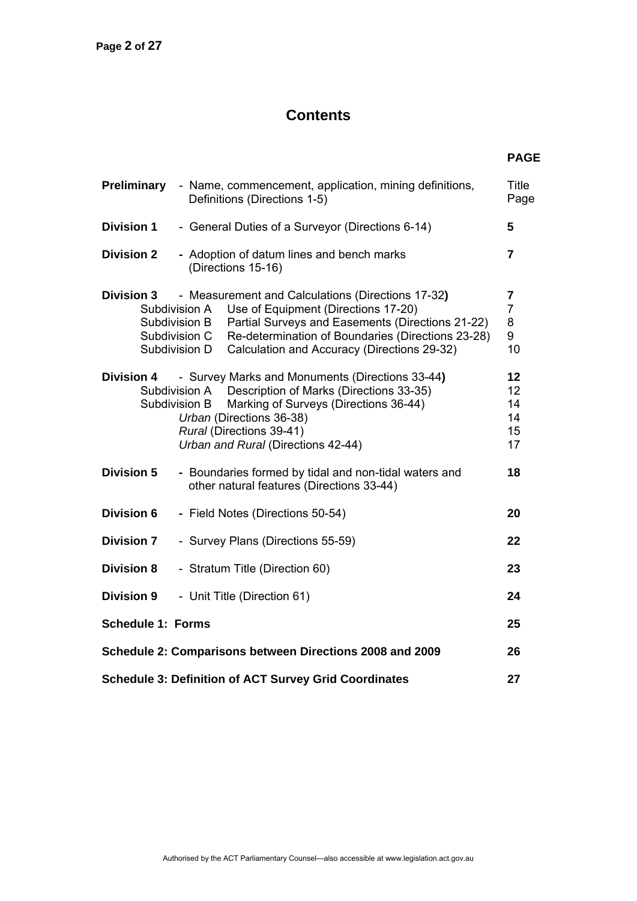# Contents

| | | PAGE |
|---|---|---|
| **Preliminary** | - Name, commencement, application, mining definitions, Definitions (Directions 1-5) | Title Page |
| **Division 1** | - General Duties of a Surveyor (Directions 6-14) | **5** |
| **Division 2** | **-** Adoption of datum lines and bench marks (Directions 15-16) | **7** |
| **Division 3** | - Measurement and Calculations (Directions 17-32**)** | **7** |
| Subdivision A | Use of Equipment (Directions 17-20) | 7 |
| Subdivision B | Partial Surveys and Easements (Directions 21-22) | 8 |
| Subdivision C | Re-determination of Boundaries (Directions 23-28) | 9 |
| Subdivision D | Calculation and Accuracy (Directions 29-32) | 10 |
| **Division 4** | - Survey Marks and Monuments (Directions 33-44**)** | **12** |
| Subdivision A | Description of Marks (Directions 33-35) | 12 |
| Subdivision B | Marking of Surveys (Directions 36-44) | 14 |
| | *Urban* (Directions 36-38) | 14 |
| | *Rural* (Directions 39-41) | 15 |
| | *Urban and Rural* (Directions 42-44) | 17 |
| **Division 5** | **-** Boundaries formed by tidal and non-tidal waters and other natural features (Directions 33-44) | **18** |
| **Division 6** | **-** Field Notes (Directions 50-54) | **20** |
| **Division 7** | - Survey Plans (Directions 55-59) | **22** |
| **Division 8** | - Stratum Title (Direction 60) | **23** |
| **Division 9** | - Unit Title (Direction 61) | **24** |
| **Schedule 1: Forms** | | **25** |
| **Schedule 2: Comparisons between Directions 2008 and 2009** | | **26** |
| **Schedule 3: Definition of ACT Survey Grid Coordinates** | | **27** |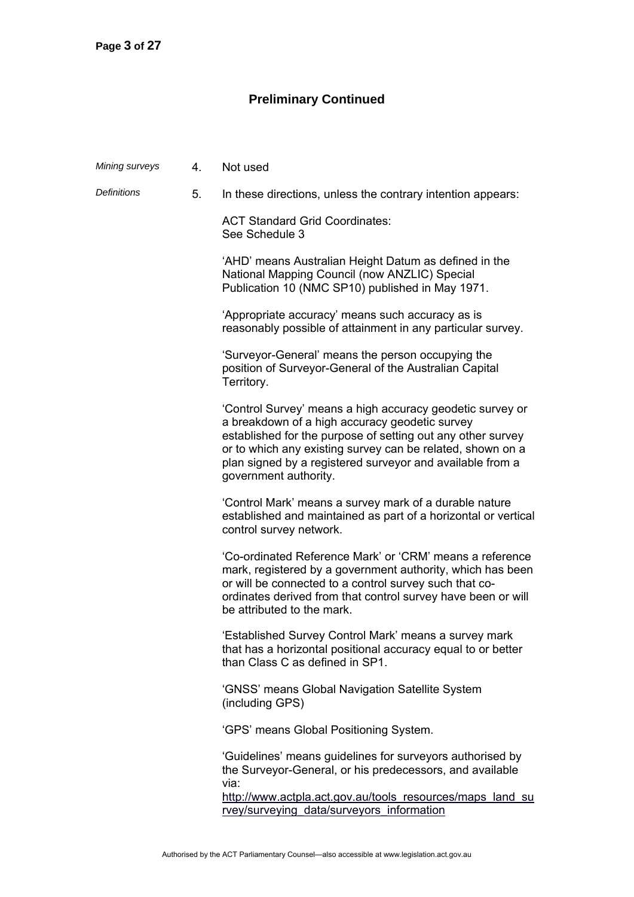## Preliminary Continued

*Mining surveys* 4. Not used

*Definitions* 5. In these directions, unless the contrary intention appears:

ACT Standard Grid Coordinates:
See Schedule 3

'AHD' means Australian Height Datum as defined in the National Mapping Council (now ANZLIC) Special Publication 10 (NMC SP10) published in May 1971.

'Appropriate accuracy' means such accuracy as is reasonably possible of attainment in any particular survey.

'Surveyor-General' means the person occupying the position of Surveyor-General of the Australian Capital Territory.

'Control Survey' means a high accuracy geodetic survey or a breakdown of a high accuracy geodetic survey established for the purpose of setting out any other survey or to which any existing survey can be related, shown on a plan signed by a registered surveyor and available from a government authority.

'Control Mark' means a survey mark of a durable nature established and maintained as part of a horizontal or vertical control survey network.

'Co-ordinated Reference Mark' or 'CRM' means a reference mark, registered by a government authority, which has been or will be connected to a control survey such that co-ordinates derived from that control survey have been or will be attributed to the mark.

'Established Survey Control Mark' means a survey mark that has a horizontal positional accuracy equal to or better than Class C as defined in SP1.

'GNSS' means Global Navigation Satellite System (including GPS)

'GPS' means Global Positioning System.

'Guidelines' means guidelines for surveyors authorised by the Surveyor-General, or his predecessors, and available via:
http://www.actpla.act.gov.au/tools_resources/maps_land_survey/surveying_data/surveyors_information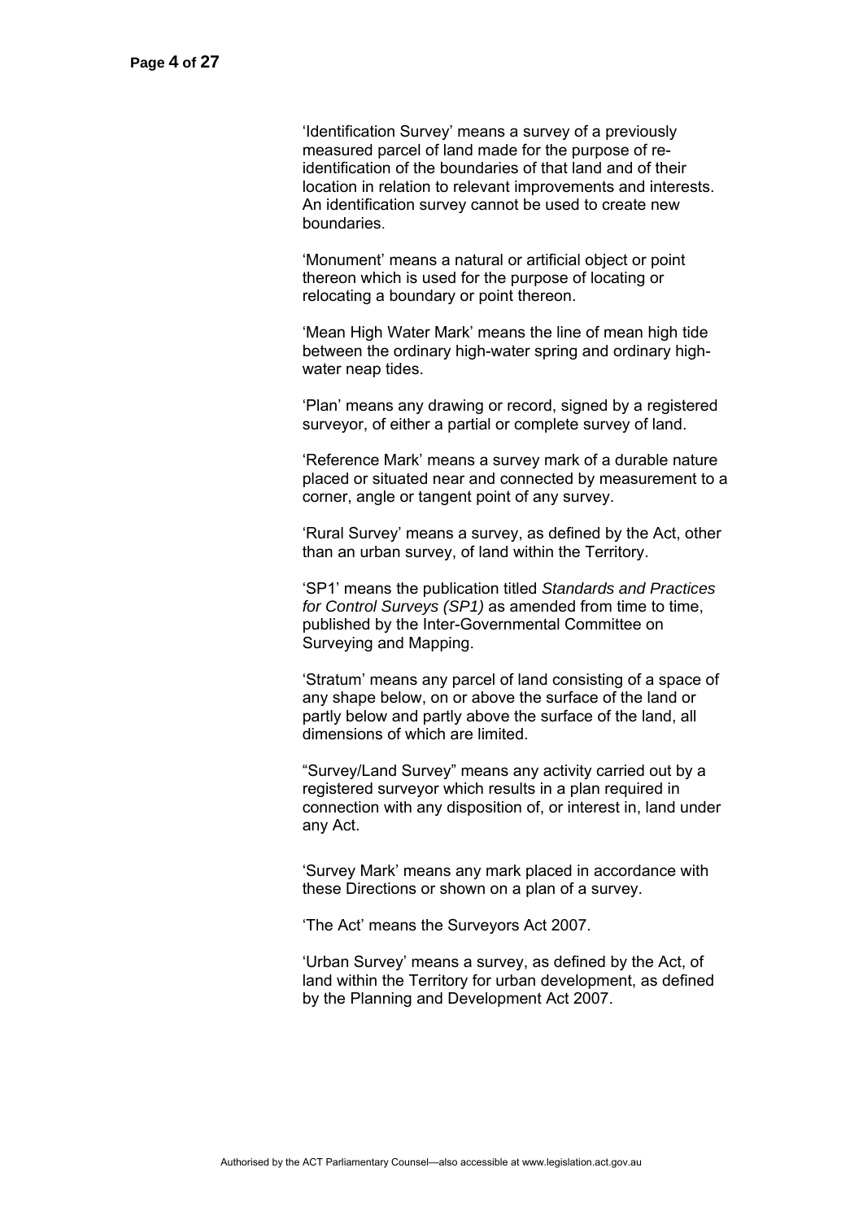'Identification Survey' means a survey of a previously measured parcel of land made for the purpose of re-identification of the boundaries of that land and of their location in relation to relevant improvements and interests. An identification survey cannot be used to create new boundaries.

'Monument' means a natural or artificial object or point thereon which is used for the purpose of locating or relocating a boundary or point thereon.

'Mean High Water Mark' means the line of mean high tide between the ordinary high-water spring and ordinary high-water neap tides.

'Plan' means any drawing or record, signed by a registered surveyor, of either a partial or complete survey of land.

'Reference Mark' means a survey mark of a durable nature placed or situated near and connected by measurement to a corner, angle or tangent point of any survey.

'Rural Survey' means a survey, as defined by the Act, other than an urban survey, of land within the Territory.

'SP1' means the publication titled *Standards and Practices for Control Surveys (SP1)* as amended from time to time, published by the Inter-Governmental Committee on Surveying and Mapping.

'Stratum' means any parcel of land consisting of a space of any shape below, on or above the surface of the land or partly below and partly above the surface of the land, all dimensions of which are limited.

"Survey/Land Survey" means any activity carried out by a registered surveyor which results in a plan required in connection with any disposition of, or interest in, land under any Act.

'Survey Mark' means any mark placed in accordance with these Directions or shown on a plan of a survey.

'The Act' means the Surveyors Act 2007.

'Urban Survey' means a survey, as defined by the Act, of land within the Territory for urban development, as defined by the Planning and Development Act 2007.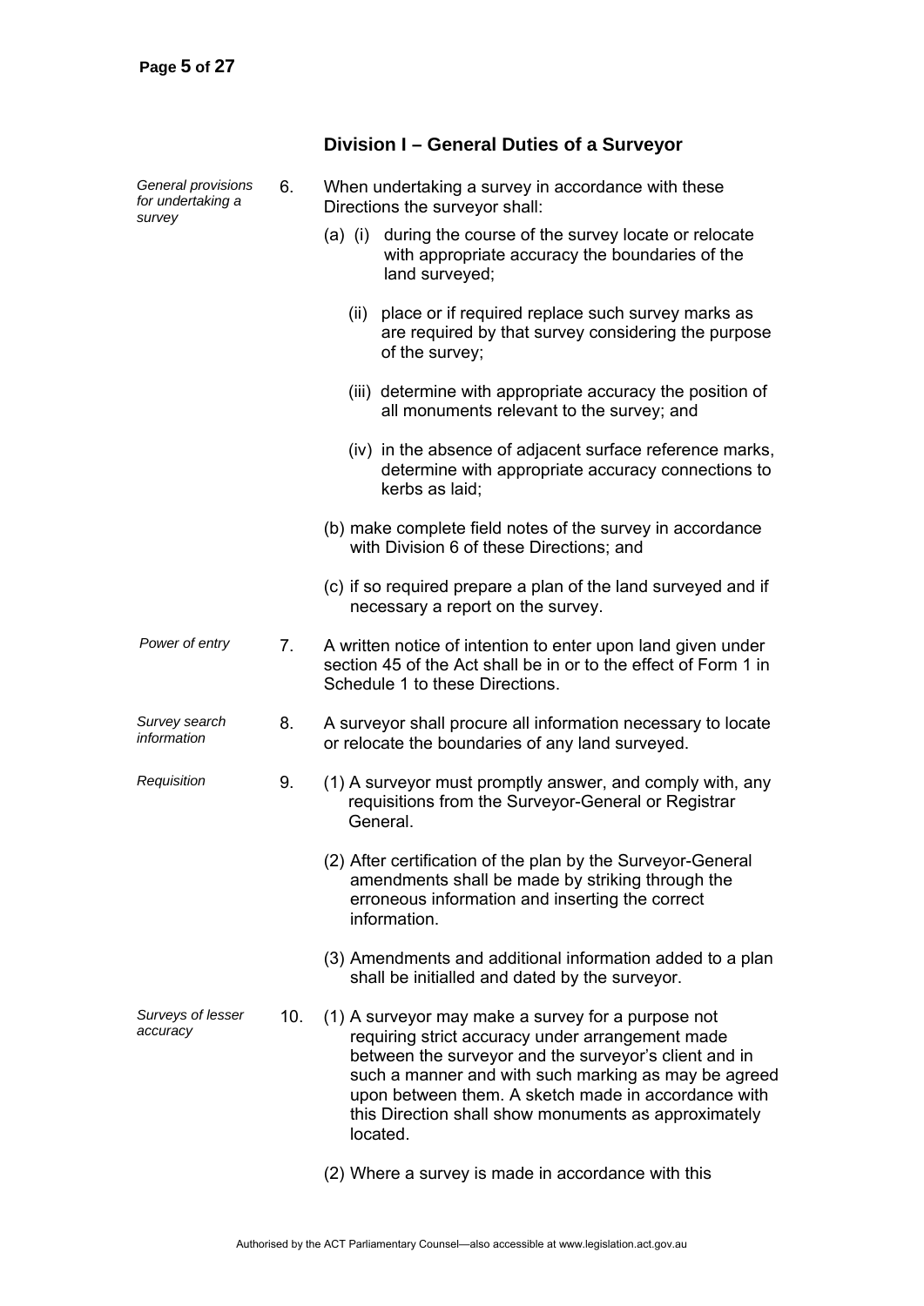## Division I – General Duties of a Surveyor

*General provisions for undertaking a survey*

6. When undertaking a survey in accordance with these Directions the surveyor shall:

   (a) (i) during the course of the survey locate or relocate with appropriate accuracy the boundaries of the land surveyed;

   (ii) place or if required replace such survey marks as are required by that survey considering the purpose of the survey;

   (iii) determine with appropriate accuracy the position of all monuments relevant to the survey; and

   (iv) in the absence of adjacent surface reference marks, determine with appropriate accuracy connections to kerbs as laid;

   (b) make complete field notes of the survey in accordance with Division 6 of these Directions; and

   (c) if so required prepare a plan of the land surveyed and if necessary a report on the survey.

*Power of entry*

7. A written notice of intention to enter upon land given under section 45 of the Act shall be in or to the effect of Form 1 in Schedule 1 to these Directions.

*Survey search information*

8. A surveyor shall procure all information necessary to locate or relocate the boundaries of any land surveyed.

*Requisition*

9. (1) A surveyor must promptly answer, and comply with, any requisitions from the Surveyor-General or Registrar General.

   (2) After certification of the plan by the Surveyor-General amendments shall be made by striking through the erroneous information and inserting the correct information.

   (3) Amendments and additional information added to a plan shall be initialled and dated by the surveyor.

*Surveys of lesser accuracy*

10. (1) A surveyor may make a survey for a purpose not requiring strict accuracy under arrangement made between the surveyor and the surveyor's client and in such a manner and with such marking as may be agreed upon between them. A sketch made in accordance with this Direction shall show monuments as approximately located.

   (2) Where a survey is made in accordance with this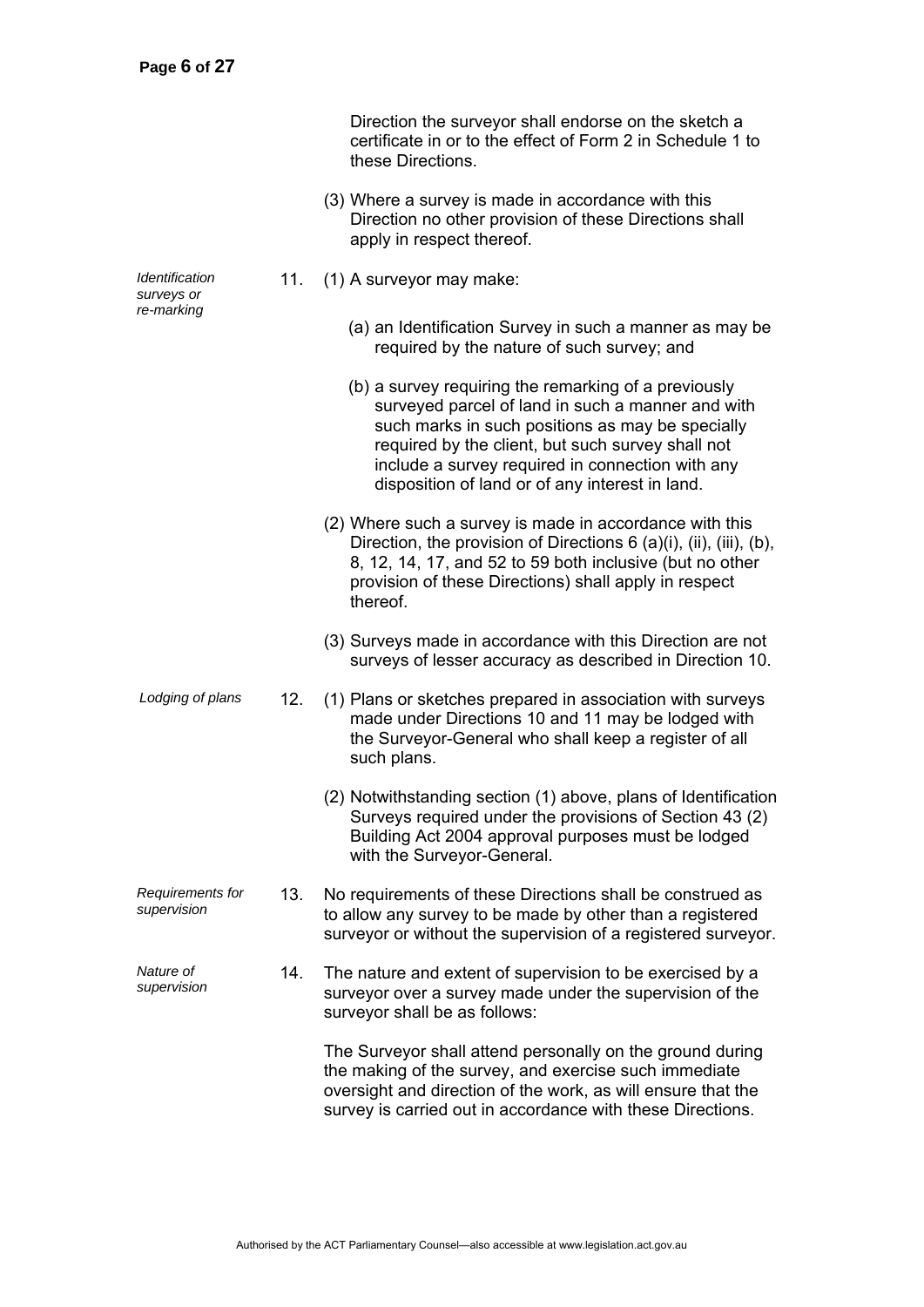Direction the surveyor shall endorse on the sketch a certificate in or to the effect of Form 2 in Schedule 1 to these Directions.

(3) Where a survey is made in accordance with this Direction no other provision of these Directions shall apply in respect thereof.

*Identification surveys or re-marking*

11. (1) A surveyor may make:

(a) an Identification Survey in such a manner as may be required by the nature of such survey; and

(b) a survey requiring the remarking of a previously surveyed parcel of land in such a manner and with such marks in such positions as may be specially required by the client, but such survey shall not include a survey required in connection with any disposition of land or of any interest in land.

(2) Where such a survey is made in accordance with this Direction, the provision of Directions 6 (a)(i), (ii), (iii), (b), 8, 12, 14, 17, and 52 to 59 both inclusive (but no other provision of these Directions) shall apply in respect thereof.

(3) Surveys made in accordance with this Direction are not surveys of lesser accuracy as described in Direction 10.

*Lodging of plans*

12. (1) Plans or sketches prepared in association with surveys made under Directions 10 and 11 may be lodged with the Surveyor-General who shall keep a register of all such plans.

(2) Notwithstanding section (1) above, plans of Identification Surveys required under the provisions of Section 43 (2) Building Act 2004 approval purposes must be lodged with the Surveyor-General.

*Requirements for supervision*

13. No requirements of these Directions shall be construed as to allow any survey to be made by other than a registered surveyor or without the supervision of a registered surveyor.

*Nature of supervision*

14. The nature and extent of supervision to be exercised by a surveyor over a survey made under the supervision of the surveyor shall be as follows:

The Surveyor shall attend personally on the ground during the making of the survey, and exercise such immediate oversight and direction of the work, as will ensure that the survey is carried out in accordance with these Directions.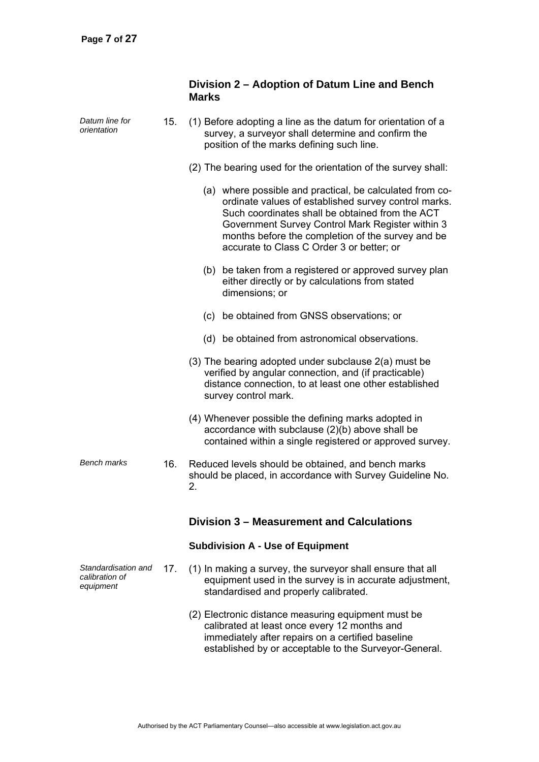## Division 2 – Adoption of Datum Line and Bench Marks

*Datum line for orientation*

15. (1) Before adopting a line as the datum for orientation of a survey, a surveyor shall determine and confirm the position of the marks defining such line.

(2) The bearing used for the orientation of the survey shall:

(a) where possible and practical, be calculated from co-ordinate values of established survey control marks. Such coordinates shall be obtained from the ACT Government Survey Control Mark Register within 3 months before the completion of the survey and be accurate to Class C Order 3 or better; or

(b) be taken from a registered or approved survey plan either directly or by calculations from stated dimensions; or

(c) be obtained from GNSS observations; or

(d) be obtained from astronomical observations.

(3) The bearing adopted under subclause 2(a) must be verified by angular connection, and (if practicable) distance connection, to at least one other established survey control mark.

(4) Whenever possible the defining marks adopted in accordance with subclause (2)(b) above shall be contained within a single registered or approved survey.

*Bench marks*

16. Reduced levels should be obtained, and bench marks should be placed, in accordance with Survey Guideline No. 2.

## Division 3 – Measurement and Calculations

### Subdivision A - Use of Equipment

*Standardisation and calibration of equipment*

17. (1) In making a survey, the surveyor shall ensure that all equipment used in the survey is in accurate adjustment, standardised and properly calibrated.

(2) Electronic distance measuring equipment must be calibrated at least once every 12 months and immediately after repairs on a certified baseline established by or acceptable to the Surveyor-General.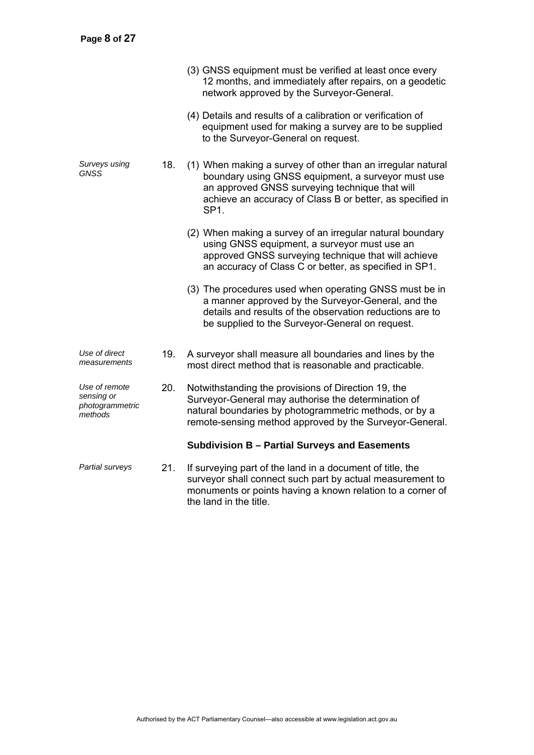(3) GNSS equipment must be verified at least once every 12 months, and immediately after repairs, on a geodetic network approved by the Surveyor-General.

(4) Details and results of a calibration or verification of equipment used for making a survey are to be supplied to the Surveyor-General on request.

*Surveys using GNSS*

18. (1) When making a survey of other than an irregular natural boundary using GNSS equipment, a surveyor must use an approved GNSS surveying technique that will achieve an accuracy of Class B or better, as specified in SP1.

(2) When making a survey of an irregular natural boundary using GNSS equipment, a surveyor must use an approved GNSS surveying technique that will achieve an accuracy of Class C or better, as specified in SP1.

(3) The procedures used when operating GNSS must be in a manner approved by the Surveyor-General, and the details and results of the observation reductions are to be supplied to the Surveyor-General on request.

*Use of direct measurements*

19. A surveyor shall measure all boundaries and lines by the most direct method that is reasonable and practicable.

*Use of remote sensing or photogrammetric methods*

20. Notwithstanding the provisions of Direction 19, the Surveyor-General may authorise the determination of natural boundaries by photogrammetric methods, or by a remote-sensing method approved by the Surveyor-General.

**Subdivision B – Partial Surveys and Easements**

*Partial surveys*

21. If surveying part of the land in a document of title, the surveyor shall connect such part by actual measurement to monuments or points having a known relation to a corner of the land in the title.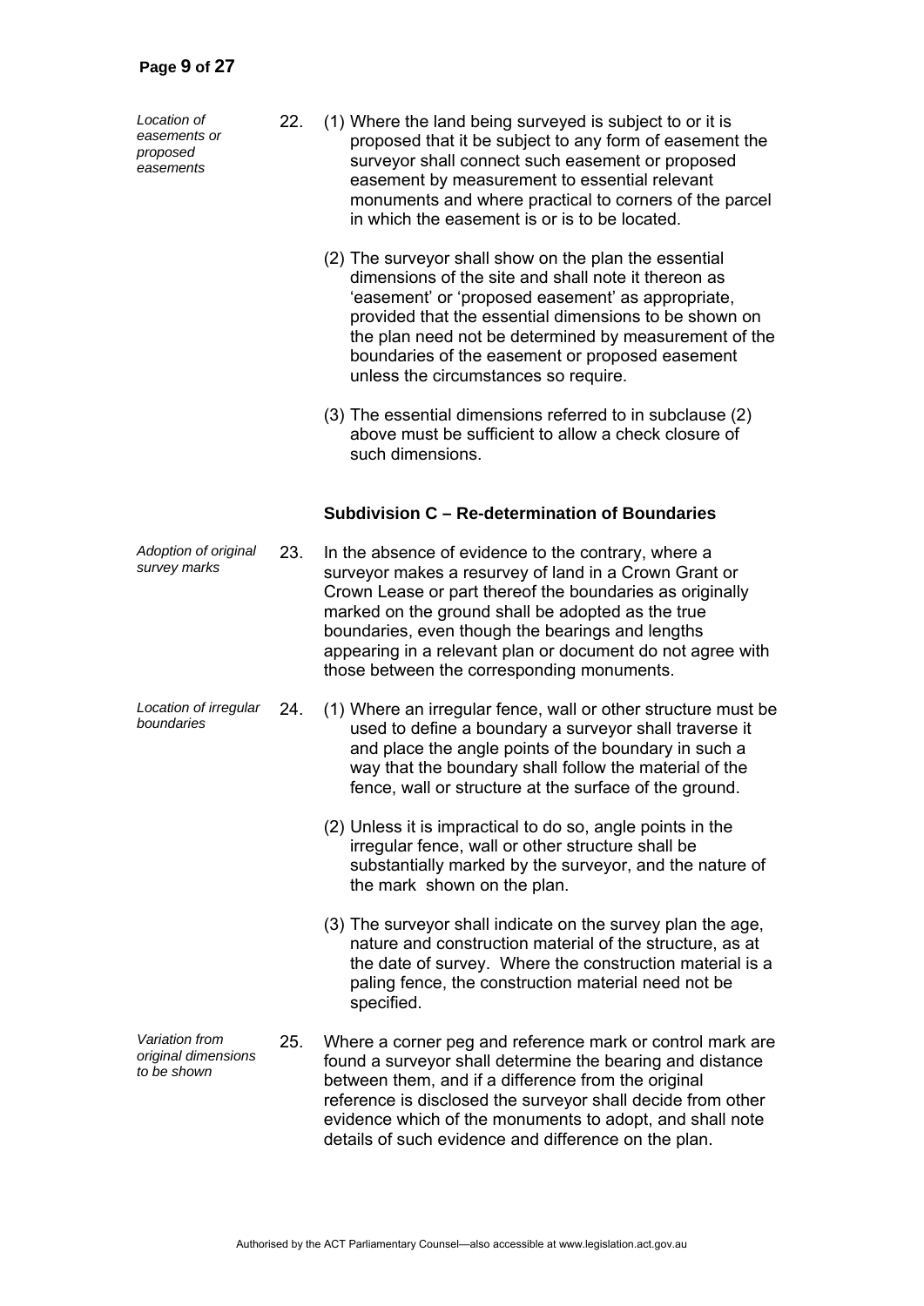*Location of easements or proposed easements*

22. (1) Where the land being surveyed is subject to or it is proposed that it be subject to any form of easement the surveyor shall connect such easement or proposed easement by measurement to essential relevant monuments and where practical to corners of the parcel in which the easement is or is to be located.

(2) The surveyor shall show on the plan the essential dimensions of the site and shall note it thereon as 'easement' or 'proposed easement' as appropriate, provided that the essential dimensions to be shown on the plan need not be determined by measurement of the boundaries of the easement or proposed easement unless the circumstances so require.

(3) The essential dimensions referred to in subclause (2) above must be sufficient to allow a check closure of such dimensions.

### Subdivision C – Re-determination of Boundaries

*Adoption of original survey marks*

23. In the absence of evidence to the contrary, where a surveyor makes a resurvey of land in a Crown Grant or Crown Lease or part thereof the boundaries as originally marked on the ground shall be adopted as the true boundaries, even though the bearings and lengths appearing in a relevant plan or document do not agree with those between the corresponding monuments.

*Location of irregular boundaries*

24. (1) Where an irregular fence, wall or other structure must be used to define a boundary a surveyor shall traverse it and place the angle points of the boundary in such a way that the boundary shall follow the material of the fence, wall or structure at the surface of the ground.

(2) Unless it is impractical to do so, angle points in the irregular fence, wall or other structure shall be substantially marked by the surveyor, and the nature of the mark shown on the plan.

(3) The surveyor shall indicate on the survey plan the age, nature and construction material of the structure, as at the date of survey. Where the construction material is a paling fence, the construction material need not be specified.

*Variation from original dimensions to be shown*

25. Where a corner peg and reference mark or control mark are found a surveyor shall determine the bearing and distance between them, and if a difference from the original reference is disclosed the surveyor shall decide from other evidence which of the monuments to adopt, and shall note details of such evidence and difference on the plan.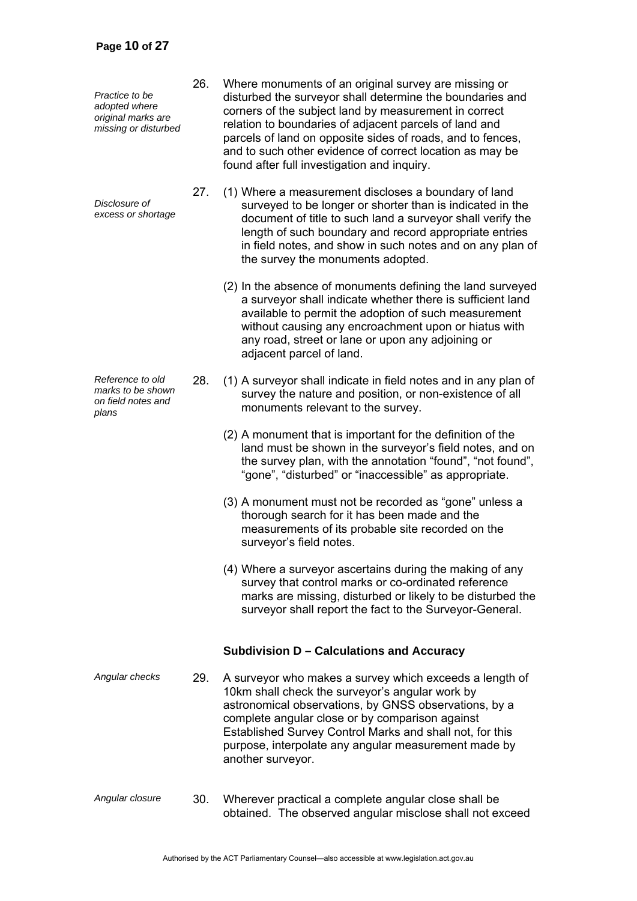*Practice to be adopted where original marks are missing or disturbed*

26. Where monuments of an original survey are missing or disturbed the surveyor shall determine the boundaries and corners of the subject land by measurement in correct relation to boundaries of adjacent parcels of land and parcels of land on opposite sides of roads, and to fences, and to such other evidence of correct location as may be found after full investigation and inquiry.

*Disclosure of excess or shortage*

27. (1) Where a measurement discloses a boundary of land surveyed to be longer or shorter than is indicated in the document of title to such land a surveyor shall verify the length of such boundary and record appropriate entries in field notes, and show in such notes and on any plan of the survey the monuments adopted.

(2) In the absence of monuments defining the land surveyed a surveyor shall indicate whether there is sufficient land available to permit the adoption of such measurement without causing any encroachment upon or hiatus with any road, street or lane or upon any adjoining or adjacent parcel of land.

*Reference to old marks to be shown on field notes and plans*

28. (1) A surveyor shall indicate in field notes and in any plan of survey the nature and position, or non-existence of all monuments relevant to the survey.

(2) A monument that is important for the definition of the land must be shown in the surveyor's field notes, and on the survey plan, with the annotation "found", "not found", "gone", "disturbed" or "inaccessible" as appropriate.

(3) A monument must not be recorded as "gone" unless a thorough search for it has been made and the measurements of its probable site recorded on the surveyor's field notes.

(4) Where a surveyor ascertains during the making of any survey that control marks or co-ordinated reference marks are missing, disturbed or likely to be disturbed the surveyor shall report the fact to the Surveyor-General.

### Subdivision D – Calculations and Accuracy

*Angular checks*

29. A surveyor who makes a survey which exceeds a length of 10km shall check the surveyor's angular work by astronomical observations, by GNSS observations, by a complete angular close or by comparison against Established Survey Control Marks and shall not, for this purpose, interpolate any angular measurement made by another surveyor.

*Angular closure*

30. Wherever practical a complete angular close shall be obtained. The observed angular misclose shall not exceed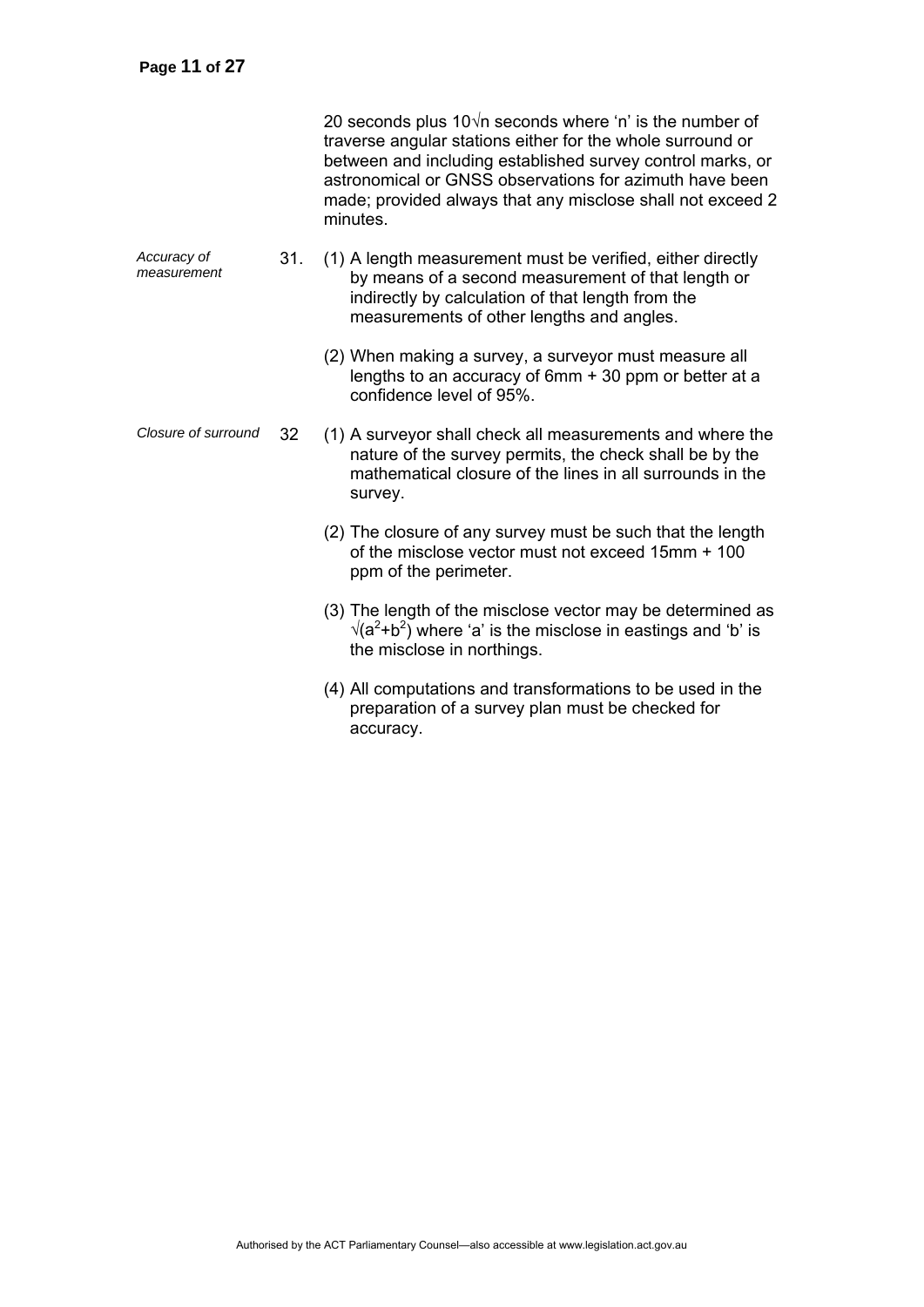20 seconds plus $10\sqrt{n}$ seconds where 'n' is the number of traverse angular stations either for the whole surround or between and including established survey control marks, or astronomical or GNSS observations for azimuth have been made; provided always that any misclose shall not exceed 2 minutes.

*Accuracy of measurement*

31. (1) A length measurement must be verified, either directly by means of a second measurement of that length or indirectly by calculation of that length from the measurements of other lengths and angles.

(2) When making a survey, a surveyor must measure all lengths to an accuracy of 6mm + 30 ppm or better at a confidence level of 95%.

*Closure of surround*

32 (1) A surveyor shall check all measurements and where the nature of the survey permits, the check shall be by the mathematical closure of the lines in all surrounds in the survey.

(2) The closure of any survey must be such that the length of the misclose vector must not exceed 15mm + 100 ppm of the perimeter.

(3) The length of the misclose vector may be determined as $\sqrt{(a^2+b^2)}$ where 'a' is the misclose in eastings and 'b' is the misclose in northings.

(4) All computations and transformations to be used in the preparation of a survey plan must be checked for accuracy.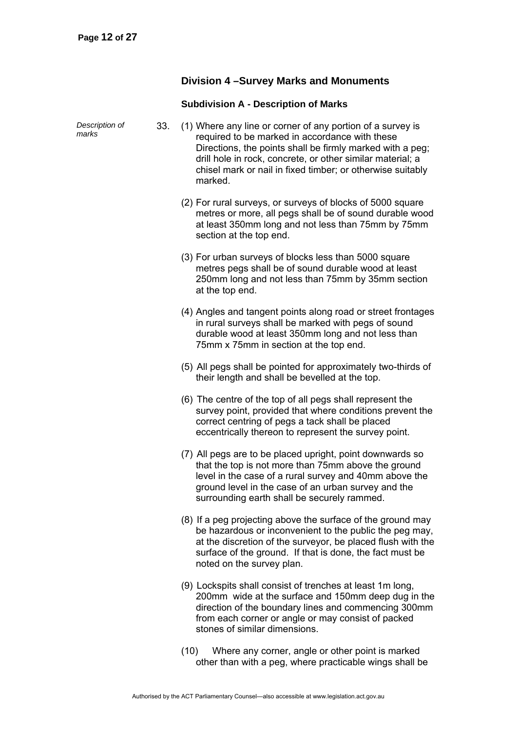## Division 4 –Survey Marks and Monuments

### Subdivision A - Description of Marks

*Description of marks*

33. (1) Where any line or corner of any portion of a survey is required to be marked in accordance with these Directions, the points shall be firmly marked with a peg; drill hole in rock, concrete, or other similar material; a chisel mark or nail in fixed timber; or otherwise suitably marked.

(2) For rural surveys, or surveys of blocks of 5000 square metres or more, all pegs shall be of sound durable wood at least 350mm long and not less than 75mm by 75mm section at the top end.

(3) For urban surveys of blocks less than 5000 square metres pegs shall be of sound durable wood at least 250mm long and not less than 75mm by 35mm section at the top end.

(4) Angles and tangent points along road or street frontages in rural surveys shall be marked with pegs of sound durable wood at least 350mm long and not less than 75mm x 75mm in section at the top end.

(5) All pegs shall be pointed for approximately two-thirds of their length and shall be bevelled at the top.

(6) The centre of the top of all pegs shall represent the survey point, provided that where conditions prevent the correct centring of pegs a tack shall be placed eccentrically thereon to represent the survey point.

(7) All pegs are to be placed upright, point downwards so that the top is not more than 75mm above the ground level in the case of a rural survey and 40mm above the ground level in the case of an urban survey and the surrounding earth shall be securely rammed.

(8) If a peg projecting above the surface of the ground may be hazardous or inconvenient to the public the peg may, at the discretion of the surveyor, be placed flush with the surface of the ground. If that is done, the fact must be noted on the survey plan.

(9) Lockspits shall consist of trenches at least 1m long, 200mm wide at the surface and 150mm deep dug in the direction of the boundary lines and commencing 300mm from each corner or angle or may consist of packed stones of similar dimensions.

(10) Where any corner, angle or other point is marked other than with a peg, where practicable wings shall be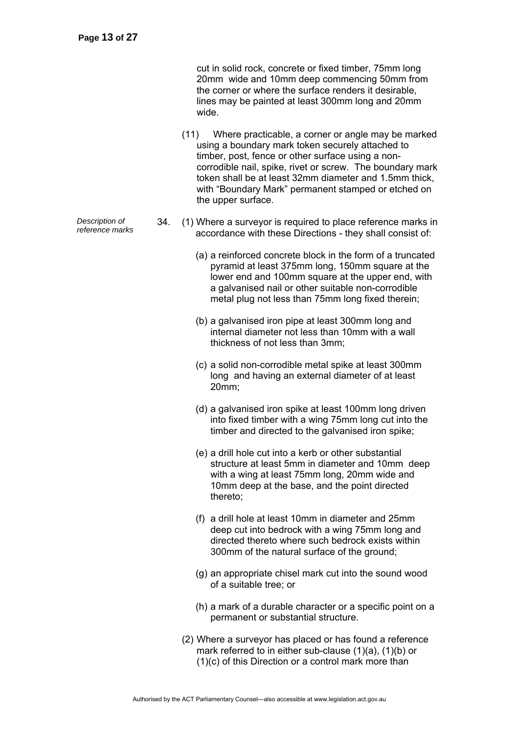cut in solid rock, concrete or fixed timber, 75mm long 20mm wide and 10mm deep commencing 50mm from the corner or where the surface renders it desirable, lines may be painted at least 300mm long and 20mm wide.

(11) Where practicable, a corner or angle may be marked using a boundary mark token securely attached to timber, post, fence or other surface using a non-corrodible nail, spike, rivet or screw. The boundary mark token shall be at least 32mm diameter and 1.5mm thick, with "Boundary Mark" permanent stamped or etched on the upper surface.

*Description of reference marks*

34. (1) Where a surveyor is required to place reference marks in accordance with these Directions - they shall consist of:

(a) a reinforced concrete block in the form of a truncated pyramid at least 375mm long, 150mm square at the lower end and 100mm square at the upper end, with a galvanised nail or other suitable non-corrodible metal plug not less than 75mm long fixed therein;

(b) a galvanised iron pipe at least 300mm long and internal diameter not less than 10mm with a wall thickness of not less than 3mm;

(c) a solid non-corrodible metal spike at least 300mm long and having an external diameter of at least 20mm;

(d) a galvanised iron spike at least 100mm long driven into fixed timber with a wing 75mm long cut into the timber and directed to the galvanised iron spike;

(e) a drill hole cut into a kerb or other substantial structure at least 5mm in diameter and 10mm deep with a wing at least 75mm long, 20mm wide and 10mm deep at the base, and the point directed thereto;

(f) a drill hole at least 10mm in diameter and 25mm deep cut into bedrock with a wing 75mm long and directed thereto where such bedrock exists within 300mm of the natural surface of the ground;

(g) an appropriate chisel mark cut into the sound wood of a suitable tree; or

(h) a mark of a durable character or a specific point on a permanent or substantial structure.

(2) Where a surveyor has placed or has found a reference mark referred to in either sub-clause (1)(a), (1)(b) or (1)(c) of this Direction or a control mark more than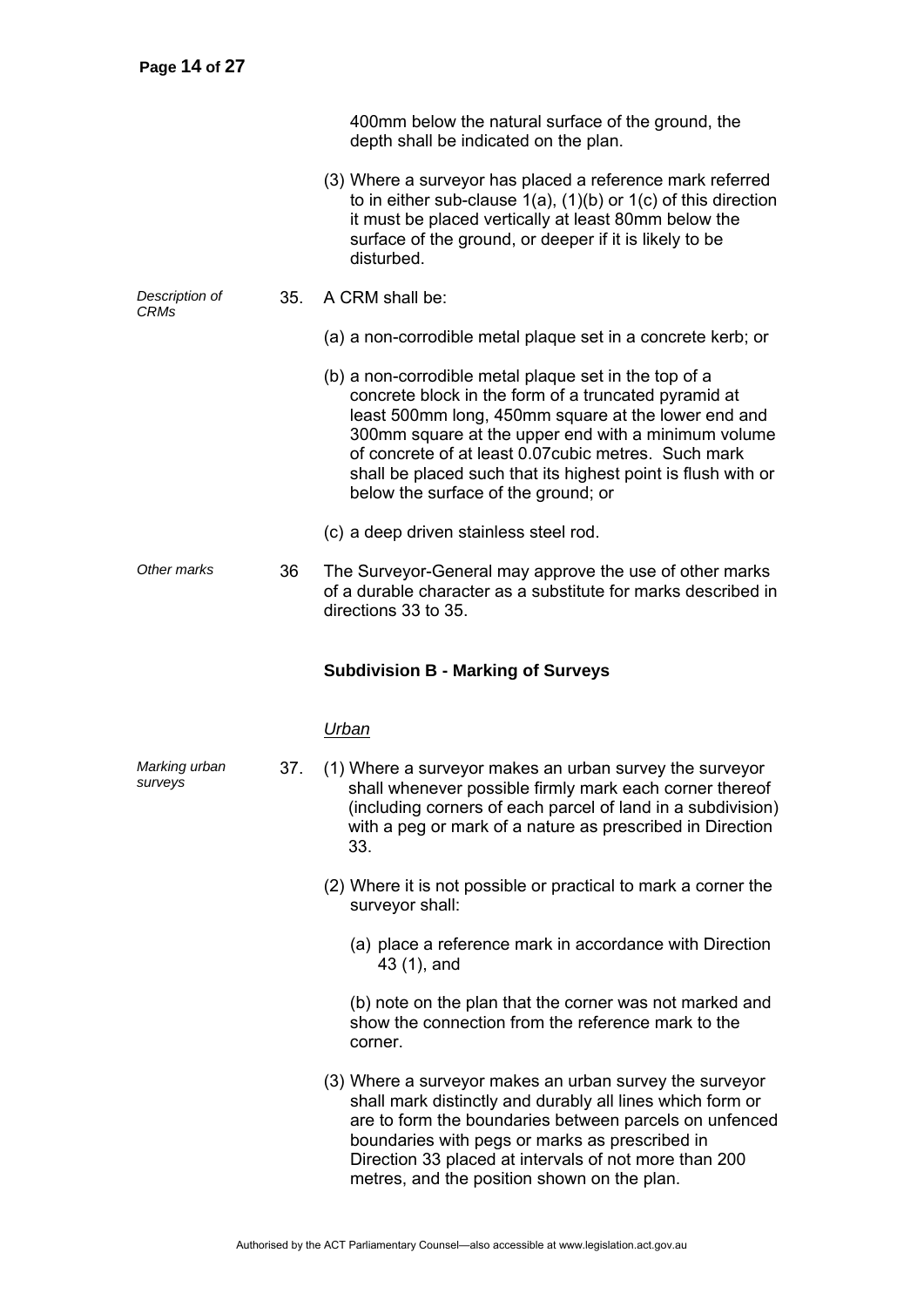400mm below the natural surface of the ground, the depth shall be indicated on the plan.

(3) Where a surveyor has placed a reference mark referred to in either sub-clause 1(a), (1)(b) or 1(c) of this direction it must be placed vertically at least 80mm below the surface of the ground, or deeper if it is likely to be disturbed.

*Description of CRMs*

35. A CRM shall be:

(a) a non-corrodible metal plaque set in a concrete kerb; or

(b) a non-corrodible metal plaque set in the top of a concrete block in the form of a truncated pyramid at least 500mm long, 450mm square at the lower end and 300mm square at the upper end with a minimum volume of concrete of at least 0.07cubic metres. Such mark shall be placed such that its highest point is flush with or below the surface of the ground; or

(c) a deep driven stainless steel rod.

*Other marks*

36 The Surveyor-General may approve the use of other marks of a durable character as a substitute for marks described in directions 33 to 35.

### Subdivision B - Marking of Surveys

*Urban*

*Marking urban surveys*

37. (1) Where a surveyor makes an urban survey the surveyor shall whenever possible firmly mark each corner thereof (including corners of each parcel of land in a subdivision) with a peg or mark of a nature as prescribed in Direction 33.

(2) Where it is not possible or practical to mark a corner the surveyor shall:

(a) place a reference mark in accordance with Direction 43 (1), and

(b) note on the plan that the corner was not marked and show the connection from the reference mark to the corner.

(3) Where a surveyor makes an urban survey the surveyor shall mark distinctly and durably all lines which form or are to form the boundaries between parcels on unfenced boundaries with pegs or marks as prescribed in Direction 33 placed at intervals of not more than 200 metres, and the position shown on the plan.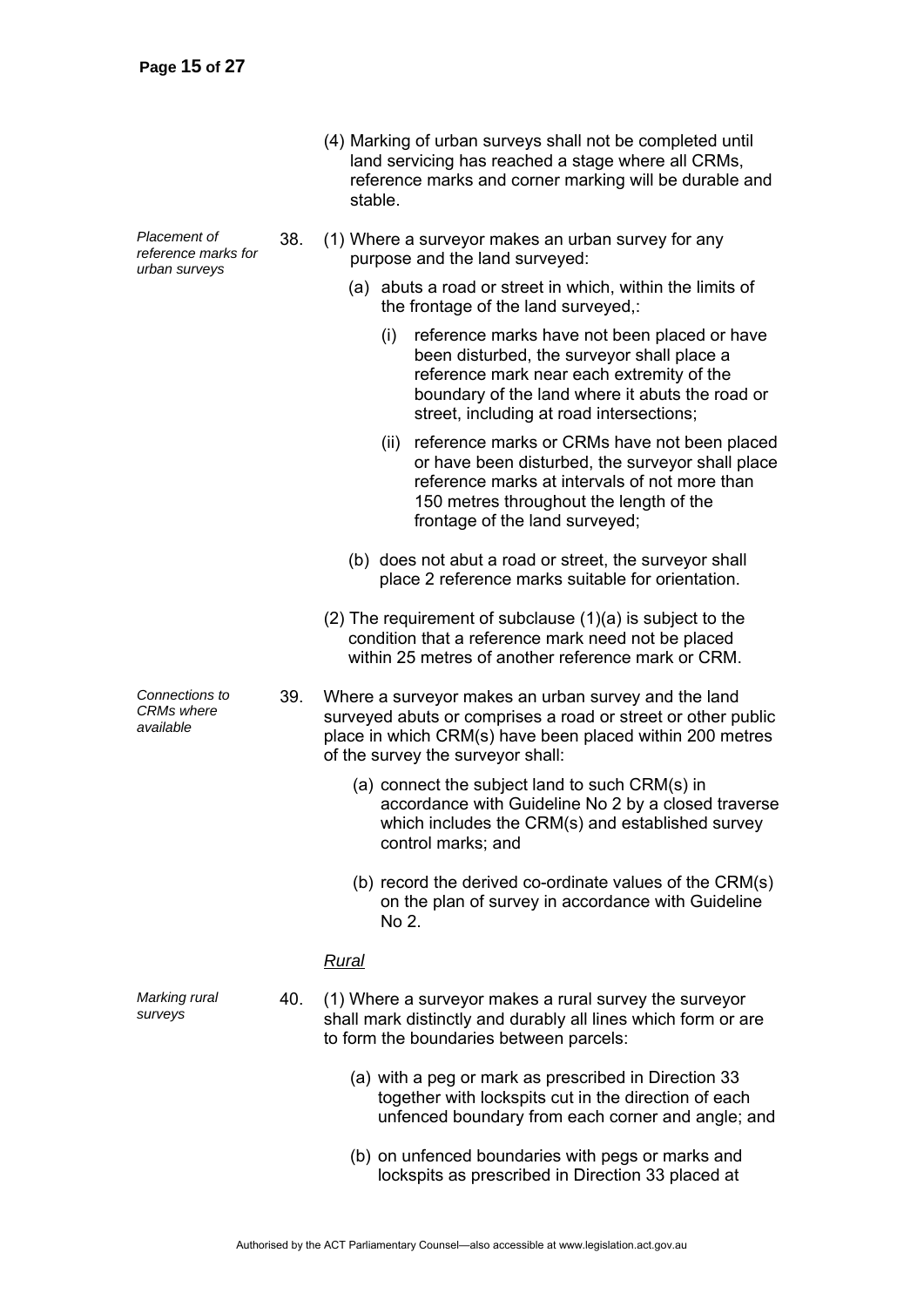(4) Marking of urban surveys shall not be completed until land servicing has reached a stage where all CRMs, reference marks and corner marking will be durable and stable.

*Placement of reference marks for urban surveys*

38. (1) Where a surveyor makes an urban survey for any purpose and the land surveyed:

   (a) abuts a road or street in which, within the limits of the frontage of the land surveyed,:

      (i) reference marks have not been placed or have been disturbed, the surveyor shall place a reference mark near each extremity of the boundary of the land where it abuts the road or street, including at road intersections;

      (ii) reference marks or CRMs have not been placed or have been disturbed, the surveyor shall place reference marks at intervals of not more than 150 metres throughout the length of the frontage of the land surveyed;

   (b) does not abut a road or street, the surveyor shall place 2 reference marks suitable for orientation.

(2) The requirement of subclause (1)(a) is subject to the condition that a reference mark need not be placed within 25 metres of another reference mark or CRM.

*Connections to CRMs where available*

39. Where a surveyor makes an urban survey and the land surveyed abuts or comprises a road or street or other public place in which CRM(s) have been placed within 200 metres of the survey the surveyor shall:

   (a) connect the subject land to such CRM(s) in accordance with Guideline No 2 by a closed traverse which includes the CRM(s) and established survey control marks; and

   (b) record the derived co-ordinate values of the CRM(s) on the plan of survey in accordance with Guideline No 2.

*Rural*

*Marking rural surveys*

40. (1) Where a surveyor makes a rural survey the surveyor shall mark distinctly and durably all lines which form or are to form the boundaries between parcels:

   (a) with a peg or mark as prescribed in Direction 33 together with lockspits cut in the direction of each unfenced boundary from each corner and angle; and

   (b) on unfenced boundaries with pegs or marks and lockspits as prescribed in Direction 33 placed at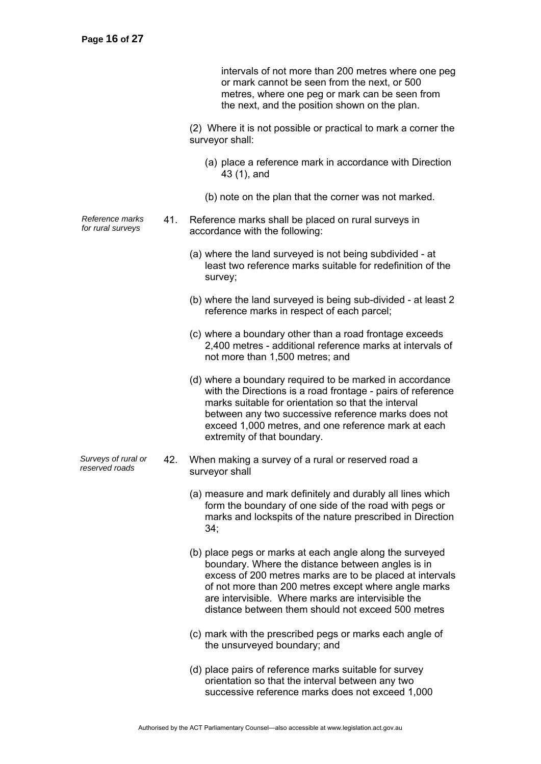intervals of not more than 200 metres where one peg or mark cannot be seen from the next, or 500 metres, where one peg or mark can be seen from the next, and the position shown on the plan.

(2) Where it is not possible or practical to mark a corner the surveyor shall:

(a) place a reference mark in accordance with Direction 43 (1), and

(b) note on the plan that the corner was not marked.

*Reference marks for rural surveys*

41. Reference marks shall be placed on rural surveys in accordance with the following:

(a) where the land surveyed is not being subdivided - at least two reference marks suitable for redefinition of the survey;

(b) where the land surveyed is being sub-divided - at least 2 reference marks in respect of each parcel;

(c) where a boundary other than a road frontage exceeds 2,400 metres - additional reference marks at intervals of not more than 1,500 metres; and

(d) where a boundary required to be marked in accordance with the Directions is a road frontage - pairs of reference marks suitable for orientation so that the interval between any two successive reference marks does not exceed 1,000 metres, and one reference mark at each extremity of that boundary.

*Surveys of rural or reserved roads*

42. When making a survey of a rural or reserved road a surveyor shall

(a) measure and mark definitely and durably all lines which form the boundary of one side of the road with pegs or marks and lockspits of the nature prescribed in Direction 34;

(b) place pegs or marks at each angle along the surveyed boundary. Where the distance between angles is in excess of 200 metres marks are to be placed at intervals of not more than 200 metres except where angle marks are intervisible. Where marks are intervisible the distance between them should not exceed 500 metres

(c) mark with the prescribed pegs or marks each angle of the unsurveyed boundary; and

(d) place pairs of reference marks suitable for survey orientation so that the interval between any two successive reference marks does not exceed 1,000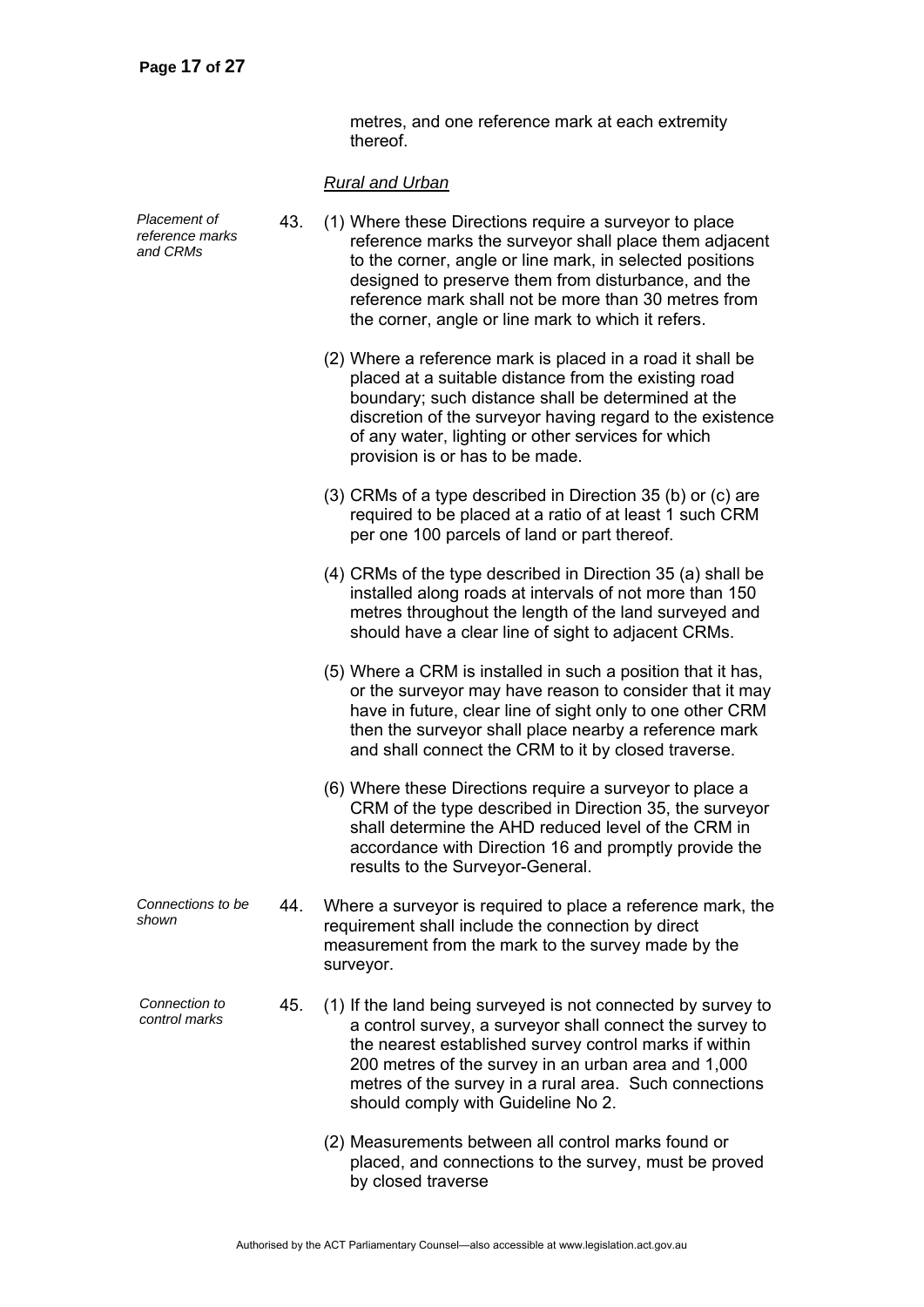metres, and one reference mark at each extremity thereof.

*Rural and Urban*

*Placement of reference marks and CRMs*

43. (1) Where these Directions require a surveyor to place reference marks the surveyor shall place them adjacent to the corner, angle or line mark, in selected positions designed to preserve them from disturbance, and the reference mark shall not be more than 30 metres from the corner, angle or line mark to which it refers.

(2) Where a reference mark is placed in a road it shall be placed at a suitable distance from the existing road boundary; such distance shall be determined at the discretion of the surveyor having regard to the existence of any water, lighting or other services for which provision is or has to be made.

(3) CRMs of a type described in Direction 35 (b) or (c) are required to be placed at a ratio of at least 1 such CRM per one 100 parcels of land or part thereof.

(4) CRMs of the type described in Direction 35 (a) shall be installed along roads at intervals of not more than 150 metres throughout the length of the land surveyed and should have a clear line of sight to adjacent CRMs.

(5) Where a CRM is installed in such a position that it has, or the surveyor may have reason to consider that it may have in future, clear line of sight only to one other CRM then the surveyor shall place nearby a reference mark and shall connect the CRM to it by closed traverse.

(6) Where these Directions require a surveyor to place a CRM of the type described in Direction 35, the surveyor shall determine the AHD reduced level of the CRM in accordance with Direction 16 and promptly provide the results to the Surveyor-General.

*Connections to be shown*

44. Where a surveyor is required to place a reference mark, the requirement shall include the connection by direct measurement from the mark to the survey made by the surveyor.

*Connection to control marks*

45. (1) If the land being surveyed is not connected by survey to a control survey, a surveyor shall connect the survey to the nearest established survey control marks if within 200 metres of the survey in an urban area and 1,000 metres of the survey in a rural area. Such connections should comply with Guideline No 2.

(2) Measurements between all control marks found or placed, and connections to the survey, must be proved by closed traverse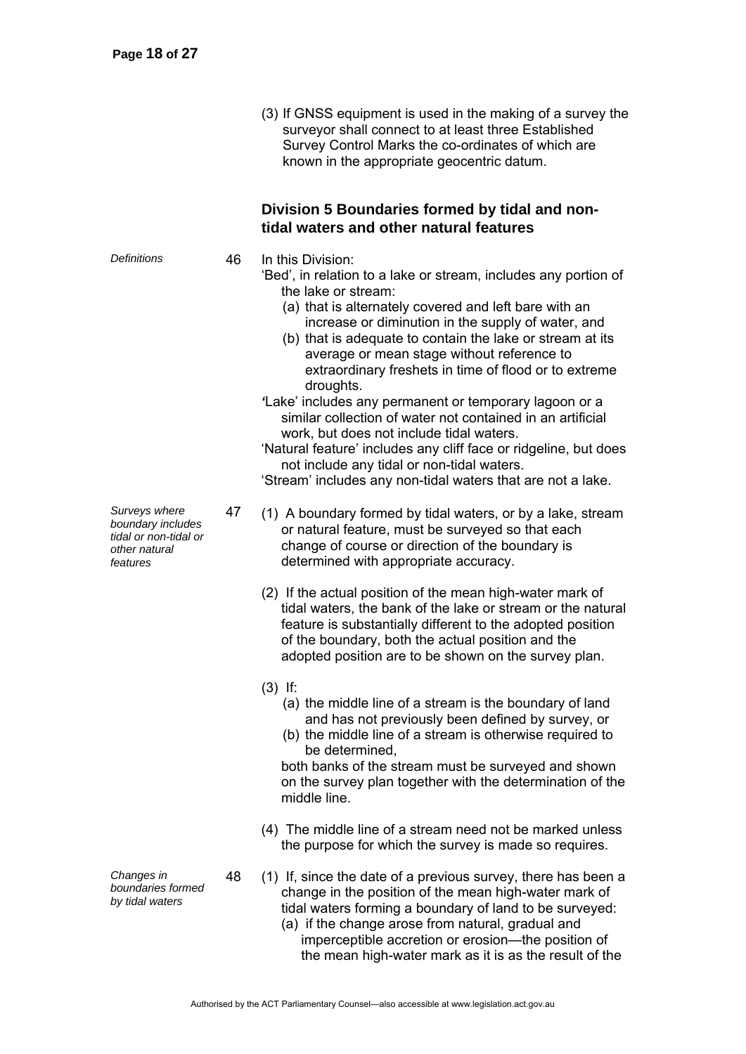(3) If GNSS equipment is used in the making of a survey the surveyor shall connect to at least three Established Survey Control Marks the co-ordinates of which are known in the appropriate geocentric datum.

## Division 5 Boundaries formed by tidal and non-tidal waters and other natural features

*Definitions*

46 In this Division:

'Bed', in relation to a lake or stream, includes any portion of the lake or stream:

(a) that is alternately covered and left bare with an increase or diminution in the supply of water, and

(b) that is adequate to contain the lake or stream at its average or mean stage without reference to extraordinary freshets in time of flood or to extreme droughts.

'Lake' includes any permanent or temporary lagoon or a similar collection of water not contained in an artificial work, but does not include tidal waters.

'Natural feature' includes any cliff face or ridgeline, but does not include any tidal or non-tidal waters.

'Stream' includes any non-tidal waters that are not a lake.

*Surveys where boundary includes tidal or non-tidal or other natural features*

47 (1) A boundary formed by tidal waters, or by a lake, stream or natural feature, must be surveyed so that each change of course or direction of the boundary is determined with appropriate accuracy.

(2) If the actual position of the mean high-water mark of tidal waters, the bank of the lake or stream or the natural feature is substantially different to the adopted position of the boundary, both the actual position and the adopted position are to be shown on the survey plan.

(3) If:

(a) the middle line of a stream is the boundary of land and has not previously been defined by survey, or

(b) the middle line of a stream is otherwise required to be determined,

both banks of the stream must be surveyed and shown on the survey plan together with the determination of the middle line.

(4) The middle line of a stream need not be marked unless the purpose for which the survey is made so requires.

*Changes in boundaries formed by tidal waters*

48 (1) If, since the date of a previous survey, there has been a change in the position of the mean high-water mark of tidal waters forming a boundary of land to be surveyed:

(a) if the change arose from natural, gradual and imperceptible accretion or erosion—the position of the mean high-water mark as it is as the result of the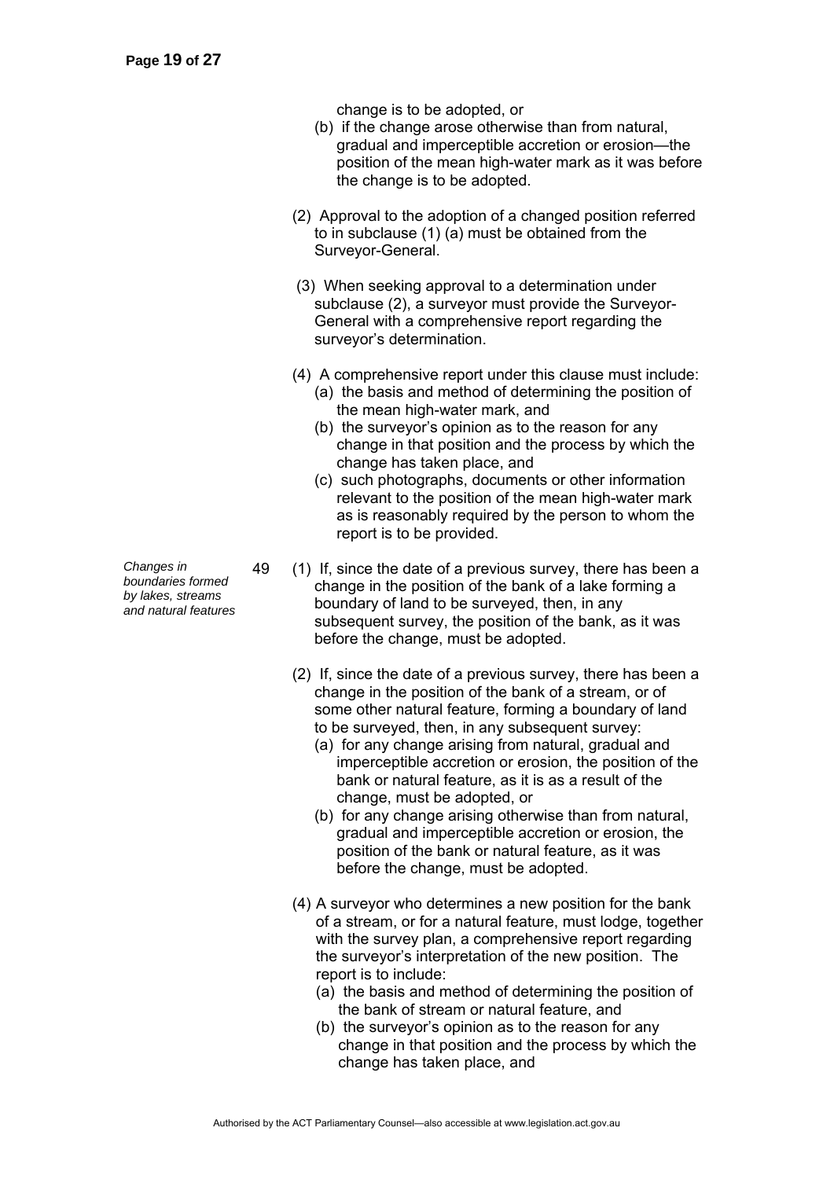change is to be adopted, or

(b) if the change arose otherwise than from natural, gradual and imperceptible accretion or erosion—the position of the mean high-water mark as it was before the change is to be adopted.

(2) Approval to the adoption of a changed position referred to in subclause (1) (a) must be obtained from the Surveyor-General.

(3) When seeking approval to a determination under subclause (2), a surveyor must provide the Surveyor-General with a comprehensive report regarding the surveyor's determination.

(4) A comprehensive report under this clause must include:

(a) the basis and method of determining the position of the mean high-water mark, and

(b) the surveyor's opinion as to the reason for any change in that position and the process by which the change has taken place, and

(c) such photographs, documents or other information relevant to the position of the mean high-water mark as is reasonably required by the person to whom the report is to be provided.

*Changes in boundaries formed by lakes, streams and natural features*

49 (1) If, since the date of a previous survey, there has been a change in the position of the bank of a lake forming a boundary of land to be surveyed, then, in any subsequent survey, the position of the bank, as it was before the change, must be adopted.

(2) If, since the date of a previous survey, there has been a change in the position of the bank of a stream, or of some other natural feature, forming a boundary of land to be surveyed, then, in any subsequent survey:

(a) for any change arising from natural, gradual and imperceptible accretion or erosion, the position of the bank or natural feature, as it is as a result of the change, must be adopted, or

(b) for any change arising otherwise than from natural, gradual and imperceptible accretion or erosion, the position of the bank or natural feature, as it was before the change, must be adopted.

(4) A surveyor who determines a new position for the bank of a stream, or for a natural feature, must lodge, together with the survey plan, a comprehensive report regarding the surveyor's interpretation of the new position. The report is to include:

(a) the basis and method of determining the position of the bank of stream or natural feature, and

(b) the surveyor's opinion as to the reason for any change in that position and the process by which the change has taken place, and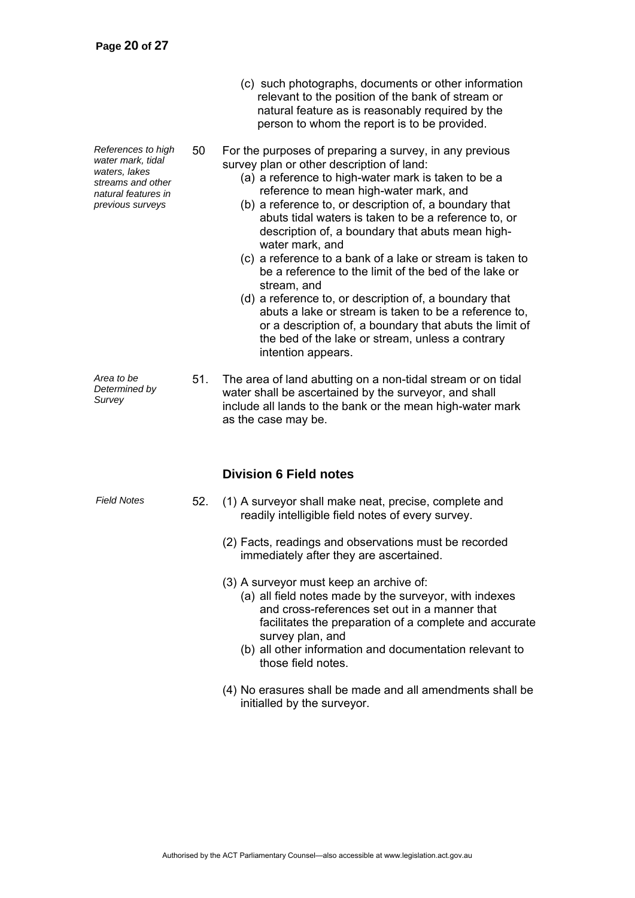(c) such photographs, documents or other information relevant to the position of the bank of stream or natural feature as is reasonably required by the person to whom the report is to be provided.

*References to high water mark, tidal waters, lakes streams and other natural features in previous surveys*

50 For the purposes of preparing a survey, in any previous survey plan or other description of land:

(a) a reference to high-water mark is taken to be a reference to mean high-water mark, and

(b) a reference to, or description of, a boundary that abuts tidal waters is taken to be a reference to, or description of, a boundary that abuts mean high-water mark, and

(c) a reference to a bank of a lake or stream is taken to be a reference to the limit of the bed of the lake or stream, and

(d) a reference to, or description of, a boundary that abuts a lake or stream is taken to be a reference to, or a description of, a boundary that abuts the limit of the bed of the lake or stream, unless a contrary intention appears.

*Area to be Determined by Survey*

51. The area of land abutting on a non-tidal stream or on tidal water shall be ascertained by the surveyor, and shall include all lands to the bank or the mean high-water mark as the case may be.

### Division 6 Field notes

*Field Notes*

52. (1) A surveyor shall make neat, precise, complete and readily intelligible field notes of every survey.

(2) Facts, readings and observations must be recorded immediately after they are ascertained.

(3) A surveyor must keep an archive of:

(a) all field notes made by the surveyor, with indexes and cross-references set out in a manner that facilitates the preparation of a complete and accurate survey plan, and

(b) all other information and documentation relevant to those field notes.

(4) No erasures shall be made and all amendments shall be initialled by the surveyor.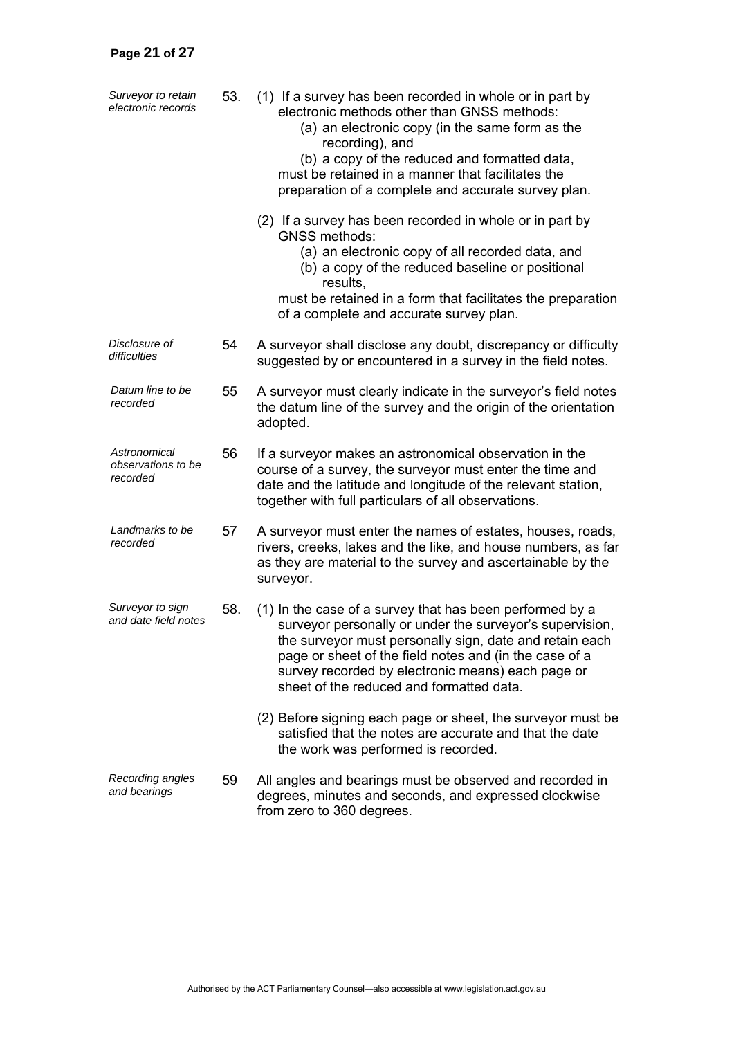*Surveyor to retain electronic records*

53. (1) If a survey has been recorded in whole or in part by electronic methods other than GNSS methods:

(a) an electronic copy (in the same form as the recording), and

(b) a copy of the reduced and formatted data,

must be retained in a manner that facilitates the preparation of a complete and accurate survey plan.

(2) If a survey has been recorded in whole or in part by GNSS methods:

(a) an electronic copy of all recorded data, and

(b) a copy of the reduced baseline or positional results,

must be retained in a form that facilitates the preparation of a complete and accurate survey plan.

*Disclosure of difficulties*

54 A surveyor shall disclose any doubt, discrepancy or difficulty suggested by or encountered in a survey in the field notes.

*Datum line to be recorded*

55 A surveyor must clearly indicate in the surveyor's field notes the datum line of the survey and the origin of the orientation adopted.

*Astronomical observations to be recorded*

56 If a surveyor makes an astronomical observation in the course of a survey, the surveyor must enter the time and date and the latitude and longitude of the relevant station, together with full particulars of all observations.

*Landmarks to be recorded*

57 A surveyor must enter the names of estates, houses, roads, rivers, creeks, lakes and the like, and house numbers, as far as they are material to the survey and ascertainable by the surveyor.

*Surveyor to sign and date field notes*

58. (1) In the case of a survey that has been performed by a surveyor personally or under the surveyor's supervision, the surveyor must personally sign, date and retain each page or sheet of the field notes and (in the case of a survey recorded by electronic means) each page or sheet of the reduced and formatted data.

(2) Before signing each page or sheet, the surveyor must be satisfied that the notes are accurate and that the date the work was performed is recorded.

*Recording angles and bearings*

59 All angles and bearings must be observed and recorded in degrees, minutes and seconds, and expressed clockwise from zero to 360 degrees.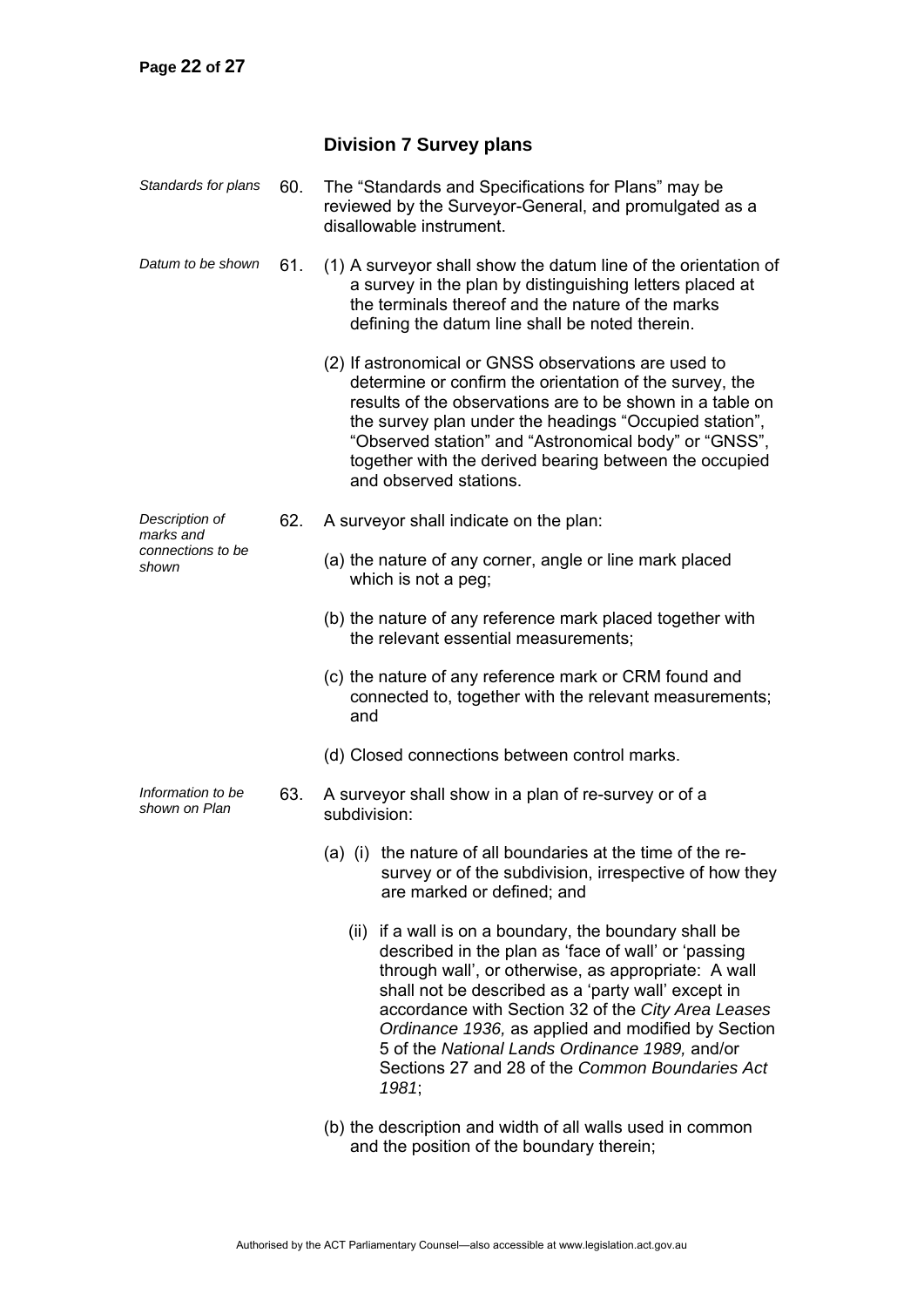## Division 7 Survey plans

*Standards for plans*

60. The "Standards and Specifications for Plans" may be reviewed by the Surveyor-General, and promulgated as a disallowable instrument.

*Datum to be shown*

61. (1) A surveyor shall show the datum line of the orientation of a survey in the plan by distinguishing letters placed at the terminals thereof and the nature of the marks defining the datum line shall be noted therein.

(2) If astronomical or GNSS observations are used to determine or confirm the orientation of the survey, the results of the observations are to be shown in a table on the survey plan under the headings "Occupied station", "Observed station" and "Astronomical body" or "GNSS", together with the derived bearing between the occupied and observed stations.

*Description of marks and connections to be shown*

62. A surveyor shall indicate on the plan:

(a) the nature of any corner, angle or line mark placed which is not a peg;

(b) the nature of any reference mark placed together with the relevant essential measurements;

(c) the nature of any reference mark or CRM found and connected to, together with the relevant measurements; and

(d) Closed connections between control marks.

*Information to be shown on Plan*

63. A surveyor shall show in a plan of re-survey or of a subdivision:

(a) (i) the nature of all boundaries at the time of the re-survey or of the subdivision, irrespective of how they are marked or defined; and

(ii) if a wall is on a boundary, the boundary shall be described in the plan as 'face of wall' or 'passing through wall', or otherwise, as appropriate: A wall shall not be described as a 'party wall' except in accordance with Section 32 of the *City Area Leases Ordinance 1936,* as applied and modified by Section 5 of the *National Lands Ordinance 1989,* and/or Sections 27 and 28 of the *Common Boundaries Act 1981*;

(b) the description and width of all walls used in common and the position of the boundary therein;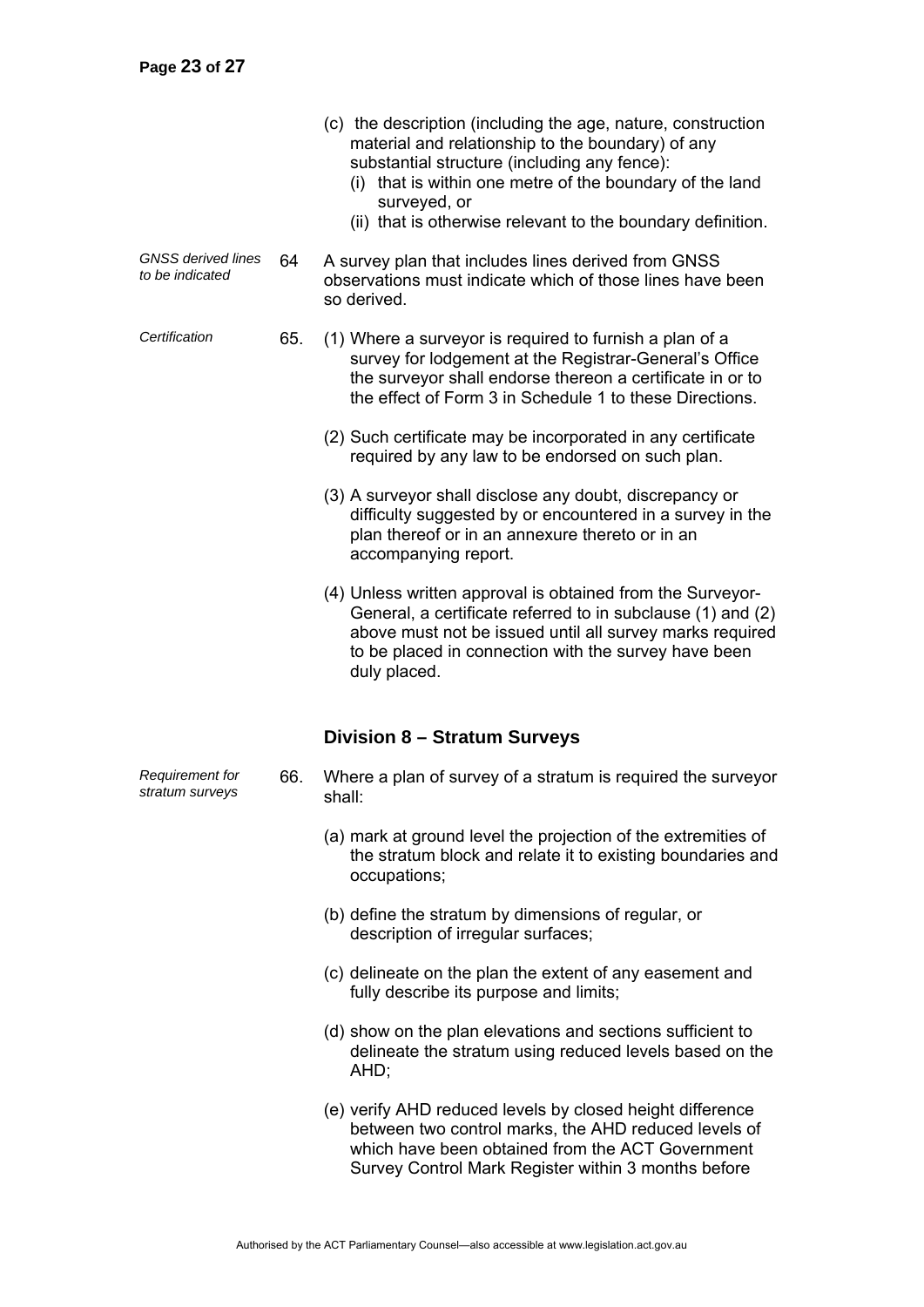(c) the description (including the age, nature, construction material and relationship to the boundary) of any substantial structure (including any fence):

  (i) that is within one metre of the boundary of the land surveyed, or

  (ii) that is otherwise relevant to the boundary definition.

*GNSS derived lines to be indicated*

64 A survey plan that includes lines derived from GNSS observations must indicate which of those lines have been so derived.

*Certification*

65. (1) Where a surveyor is required to furnish a plan of a survey for lodgement at the Registrar-General's Office the surveyor shall endorse thereon a certificate in or to the effect of Form 3 in Schedule 1 to these Directions.

(2) Such certificate may be incorporated in any certificate required by any law to be endorsed on such plan.

(3) A surveyor shall disclose any doubt, discrepancy or difficulty suggested by or encountered in a survey in the plan thereof or in an annexure thereto or in an accompanying report.

(4) Unless written approval is obtained from the Surveyor-General, a certificate referred to in subclause (1) and (2) above must not be issued until all survey marks required to be placed in connection with the survey have been duly placed.

## Division 8 – Stratum Surveys

*Requirement for stratum surveys*

66. Where a plan of survey of a stratum is required the surveyor shall:

(a) mark at ground level the projection of the extremities of the stratum block and relate it to existing boundaries and occupations;

(b) define the stratum by dimensions of regular, or description of irregular surfaces;

(c) delineate on the plan the extent of any easement and fully describe its purpose and limits;

(d) show on the plan elevations and sections sufficient to delineate the stratum using reduced levels based on the AHD;

(e) verify AHD reduced levels by closed height difference between two control marks, the AHD reduced levels of which have been obtained from the ACT Government Survey Control Mark Register within 3 months before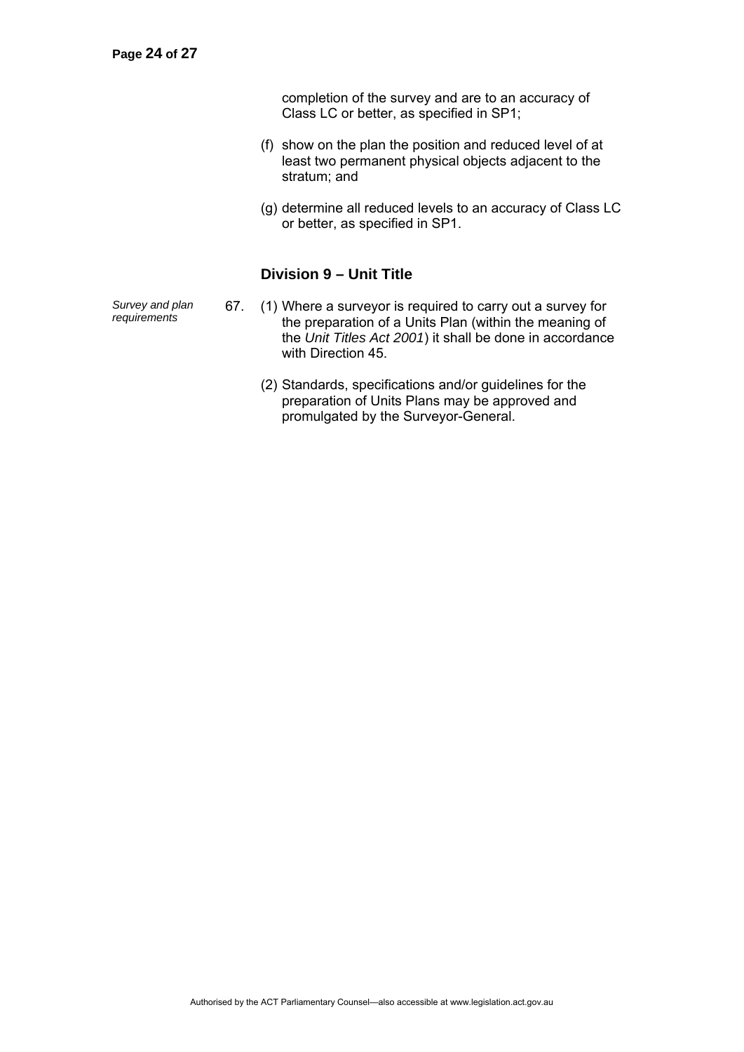completion of the survey and are to an accuracy of Class LC or better, as specified in SP1;

(f) show on the plan the position and reduced level of at least two permanent physical objects adjacent to the stratum; and

(g) determine all reduced levels to an accuracy of Class LC or better, as specified in SP1.

### Division 9 – Unit Title

*Survey and plan requirements*

67. (1) Where a surveyor is required to carry out a survey for the preparation of a Units Plan (within the meaning of the *Unit Titles Act 2001*) it shall be done in accordance with Direction 45.

(2) Standards, specifications and/or guidelines for the preparation of Units Plans may be approved and promulgated by the Surveyor-General.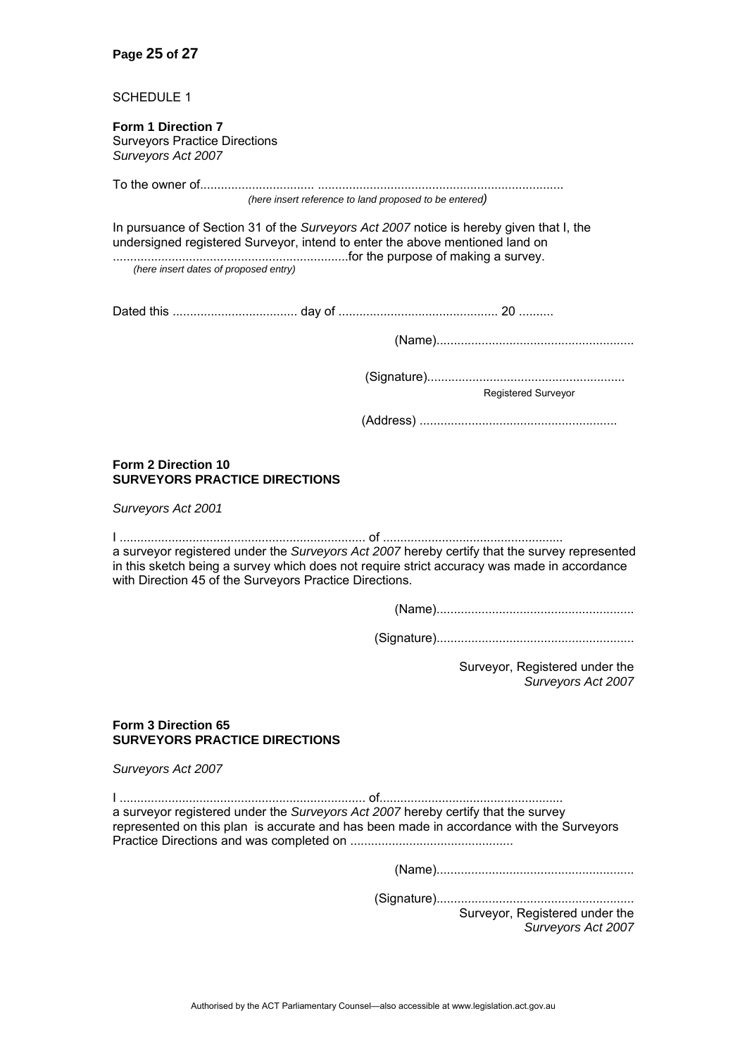SCHEDULE 1

**Form 1 Direction 7**
Surveyors Practice Directions
*Surveyors Act 2007*

To the owner of................................. ......................................................................
*(here insert reference to land proposed to be entered)*

In pursuance of Section 31 of the *Surveyors Act 2007* notice is hereby given that I, the undersigned registered Surveyor, intend to enter the above mentioned land on ...................................................................for the purpose of making a survey.
*(here insert dates of proposed entry)*

Dated this .................................... day of ............................................. 20 ..........

(Name).........................................................

(Signature).........................................................
Registered Surveyor

(Address) .........................................................

**Form 2 Direction 10**
**SURVEYORS PRACTICE DIRECTIONS**

*Surveyors Act 2001*

I ...................................................................... of ...................................................
a surveyor registered under the *Surveyors Act 2007* hereby certify that the survey represented in this sketch being a survey which does not require strict accuracy was made in accordance with Direction 45 of the Surveyors Practice Directions.

(Name).........................................................

(Signature).........................................................

Surveyor, Registered under the
*Surveyors Act 2007*

**Form 3 Direction 65**
**SURVEYORS PRACTICE DIRECTIONS**

*Surveyors Act 2007*

I ...................................................................... of....................................................
a surveyor registered under the *Surveyors Act 2007* hereby certify that the survey represented on this plan is accurate and has been made in accordance with the Surveyors Practice Directions and was completed on ..............................................

(Name).........................................................

(Signature).........................................................
Surveyor, Registered under the
*Surveyors Act 2007*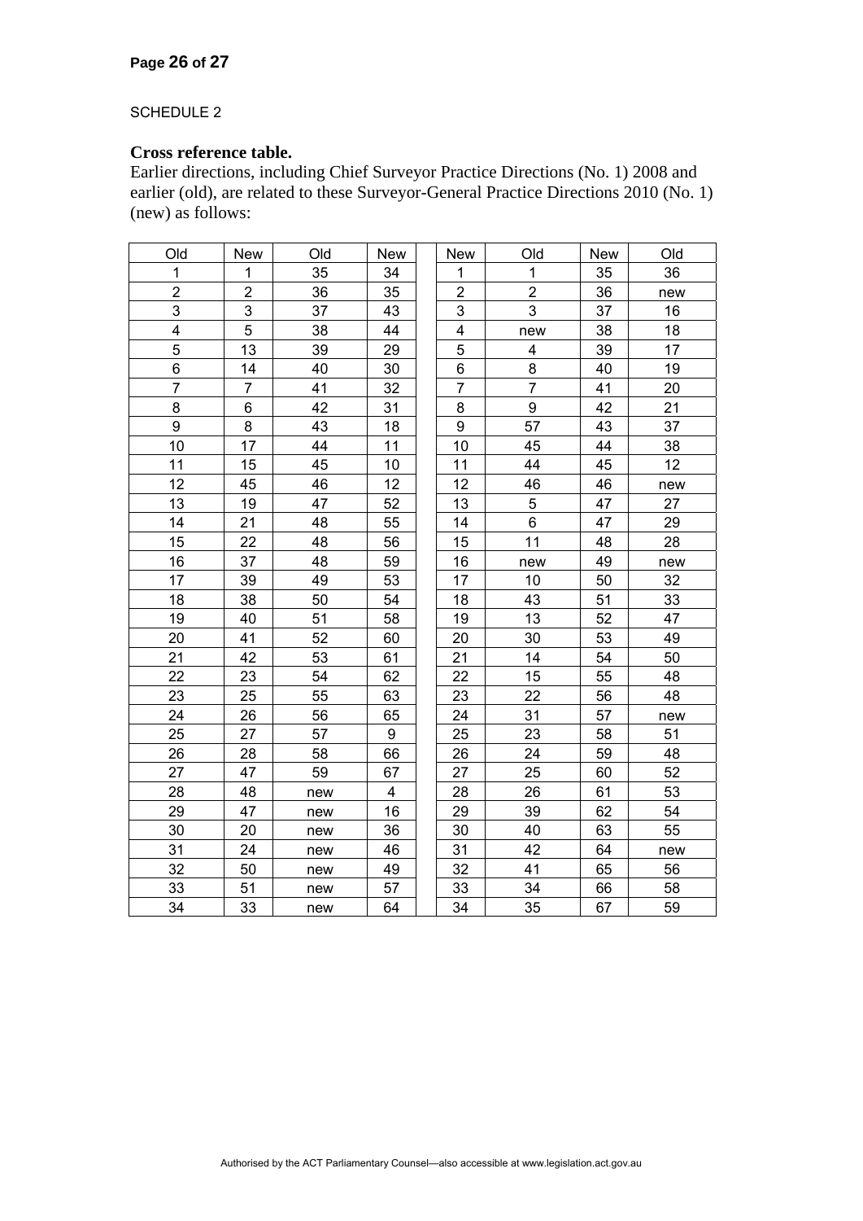SCHEDULE 2

**Cross reference table.**

Earlier directions, including Chief Surveyor Practice Directions (No. 1) 2008 and earlier (old), are related to these Surveyor-General Practice Directions 2010 (No. 1) (new) as follows:

| Old | New | Old | New | | New | Old | New | Old |
|---|---|---|---|---|---|---|---|---|
| 1 | 1 | 35 | 34 | | 1 | 1 | 35 | 36 |
| 2 | 2 | 36 | 35 | | 2 | 2 | 36 | new |
| 3 | 3 | 37 | 43 | | 3 | 3 | 37 | 16 |
| 4 | 5 | 38 | 44 | | 4 | new | 38 | 18 |
| 5 | 13 | 39 | 29 | | 5 | 4 | 39 | 17 |
| 6 | 14 | 40 | 30 | | 6 | 8 | 40 | 19 |
| 7 | 7 | 41 | 32 | | 7 | 7 | 41 | 20 |
| 8 | 6 | 42 | 31 | | 8 | 9 | 42 | 21 |
| 9 | 8 | 43 | 18 | | 9 | 57 | 43 | 37 |
| 10 | 17 | 44 | 11 | | 10 | 45 | 44 | 38 |
| 11 | 15 | 45 | 10 | | 11 | 44 | 45 | 12 |
| 12 | 45 | 46 | 12 | | 12 | 46 | 46 | new |
| 13 | 19 | 47 | 52 | | 13 | 5 | 47 | 27 |
| 14 | 21 | 48 | 55 | | 14 | 6 | 47 | 29 |
| 15 | 22 | 48 | 56 | | 15 | 11 | 48 | 28 |
| 16 | 37 | 48 | 59 | | 16 | new | 49 | new |
| 17 | 39 | 49 | 53 | | 17 | 10 | 50 | 32 |
| 18 | 38 | 50 | 54 | | 18 | 43 | 51 | 33 |
| 19 | 40 | 51 | 58 | | 19 | 13 | 52 | 47 |
| 20 | 41 | 52 | 60 | | 20 | 30 | 53 | 49 |
| 21 | 42 | 53 | 61 | | 21 | 14 | 54 | 50 |
| 22 | 23 | 54 | 62 | | 22 | 15 | 55 | 48 |
| 23 | 25 | 55 | 63 | | 23 | 22 | 56 | 48 |
| 24 | 26 | 56 | 65 | | 24 | 31 | 57 | new |
| 25 | 27 | 57 | 9 | | 25 | 23 | 58 | 51 |
| 26 | 28 | 58 | 66 | | 26 | 24 | 59 | 48 |
| 27 | 47 | 59 | 67 | | 27 | 25 | 60 | 52 |
| 28 | 48 | new | 4 | | 28 | 26 | 61 | 53 |
| 29 | 47 | new | 16 | | 29 | 39 | 62 | 54 |
| 30 | 20 | new | 36 | | 30 | 40 | 63 | 55 |
| 31 | 24 | new | 46 | | 31 | 42 | 64 | new |
| 32 | 50 | new | 49 | | 32 | 41 | 65 | 56 |
| 33 | 51 | new | 57 | | 33 | 34 | 66 | 58 |
| 34 | 33 | new | 64 | | 34 | 35 | 67 | 59 |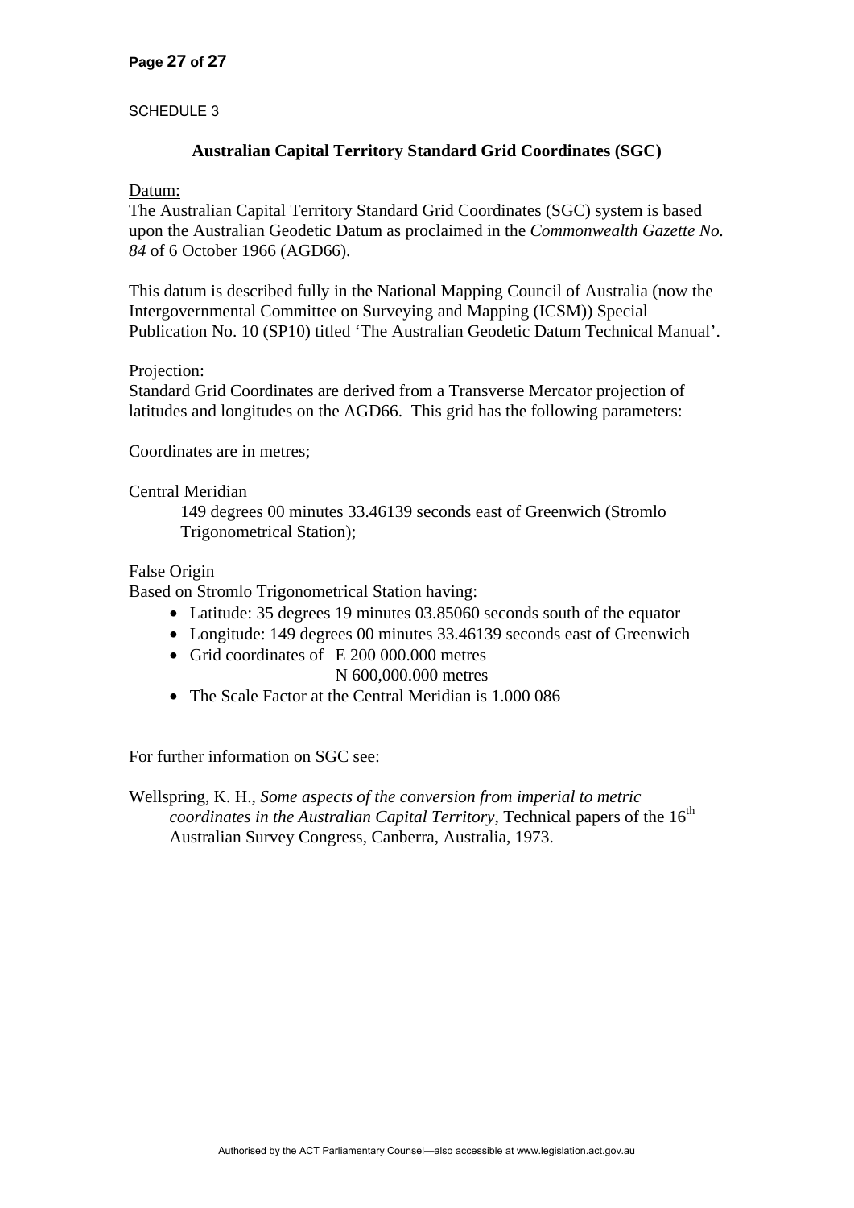SCHEDULE 3

## Australian Capital Territory Standard Grid Coordinates (SGC)

Datum:

The Australian Capital Territory Standard Grid Coordinates (SGC) system is based upon the Australian Geodetic Datum as proclaimed in the *Commonwealth Gazette No. 84* of 6 October 1966 (AGD66).

This datum is described fully in the National Mapping Council of Australia (now the Intergovernmental Committee on Surveying and Mapping (ICSM)) Special Publication No. 10 (SP10) titled 'The Australian Geodetic Datum Technical Manual'.

Projection:

Standard Grid Coordinates are derived from a Transverse Mercator projection of latitudes and longitudes on the AGD66. This grid has the following parameters:

Coordinates are in metres;

Central Meridian

149 degrees 00 minutes 33.46139 seconds east of Greenwich (Stromlo Trigonometrical Station);

False Origin

Based on Stromlo Trigonometrical Station having:

- Latitude: 35 degrees 19 minutes 03.85060 seconds south of the equator
- Longitude: 149 degrees 00 minutes 33.46139 seconds east of Greenwich
- Grid coordinates of E 200 000.000 metres
  N 600,000.000 metres
- The Scale Factor at the Central Meridian is 1.000 086

For further information on SGC see:

Wellspring, K. H., *Some aspects of the conversion from imperial to metric coordinates in the Australian Capital Territory*, Technical papers of the 16th Australian Survey Congress, Canberra, Australia, 1973.